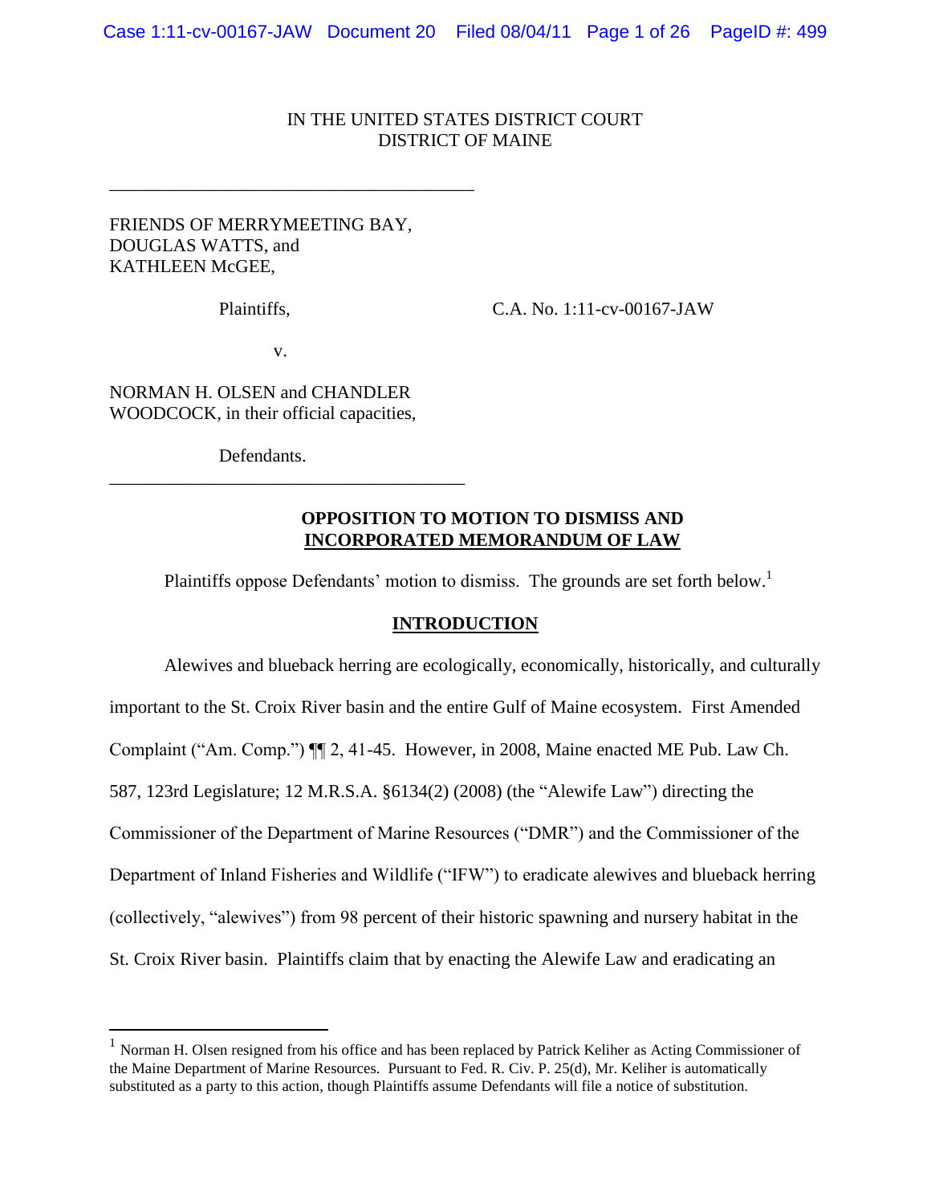IN THE UNITED STATES DISTRICT COURT
DISTRICT OF MAINE

---

FRIENDS OF MERRYMEETING BAY,
DOUGLAS WATTS, and
KATHLEEN McGEE,

Plaintiffs, C.A. No. 1:11-cv-00167-JAW

v.

NORMAN H. OLSEN and CHANDLER WOODCOCK, in their official capacities,

Defendants.

---

**OPPOSITION TO MOTION TO DISMISS AND INCORPORATED MEMORANDUM OF LAW**

Plaintiffs oppose Defendants' motion to dismiss. The grounds are set forth below.[1]

## INTRODUCTION

Alewives and blueback herring are ecologically, economically, historically, and culturally important to the St. Croix River basin and the entire Gulf of Maine ecosystem. First Amended Complaint ("Am. Comp.") ¶¶ 2, 41-45. However, in 2008, Maine enacted ME Pub. Law Ch. 587, 123rd Legislature; 12 M.R.S.A. §6134(2) (2008) (the "Alewife Law") directing the Commissioner of the Department of Marine Resources ("DMR") and the Commissioner of the Department of Inland Fisheries and Wildlife ("IFW") to eradicate alewives and blueback herring (collectively, "alewives") from 98 percent of their historic spawning and nursery habitat in the St. Croix River basin. Plaintiffs claim that by enacting the Alewife Law and eradicating an

---

[1] Norman H. Olsen resigned from his office and has been replaced by Patrick Keliher as Acting Commissioner of the Maine Department of Marine Resources. Pursuant to Fed. R. Civ. P. 25(d), Mr. Keliher is automatically substituted as a party to this action, though Plaintiffs assume Defendants will file a notice of substitution.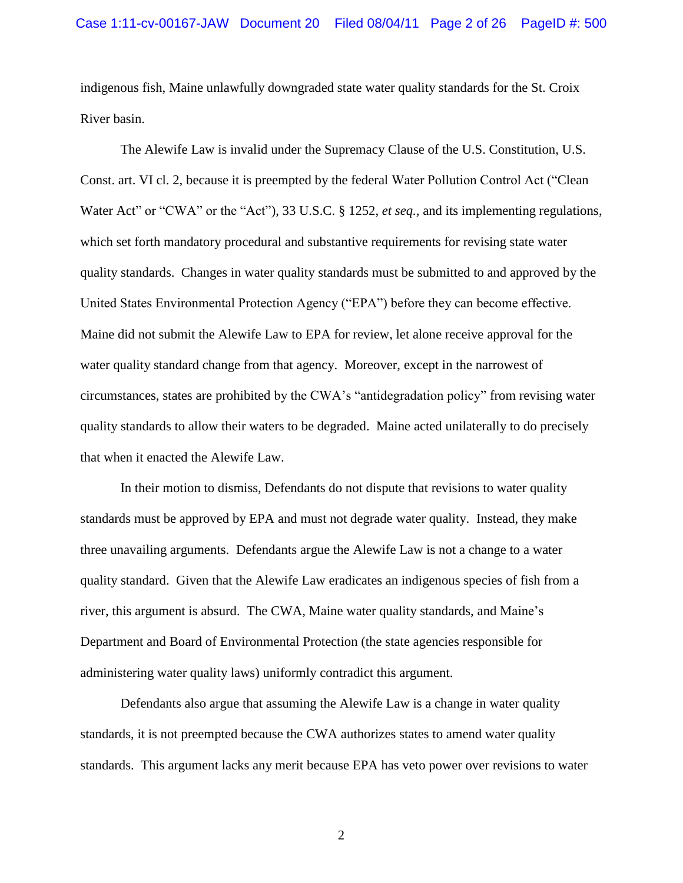indigenous fish, Maine unlawfully downgraded state water quality standards for the St. Croix River basin.

The Alewife Law is invalid under the Supremacy Clause of the U.S. Constitution, U.S. Const. art. VI cl. 2, because it is preempted by the federal Water Pollution Control Act ("Clean Water Act" or "CWA" or the "Act"), 33 U.S.C. § 1252, *et seq.*, and its implementing regulations, which set forth mandatory procedural and substantive requirements for revising state water quality standards. Changes in water quality standards must be submitted to and approved by the United States Environmental Protection Agency ("EPA") before they can become effective. Maine did not submit the Alewife Law to EPA for review, let alone receive approval for the water quality standard change from that agency. Moreover, except in the narrowest of circumstances, states are prohibited by the CWA's "antidegradation policy" from revising water quality standards to allow their waters to be degraded. Maine acted unilaterally to do precisely that when it enacted the Alewife Law.

In their motion to dismiss, Defendants do not dispute that revisions to water quality standards must be approved by EPA and must not degrade water quality. Instead, they make three unavailing arguments. Defendants argue the Alewife Law is not a change to a water quality standard. Given that the Alewife Law eradicates an indigenous species of fish from a river, this argument is absurd. The CWA, Maine water quality standards, and Maine's Department and Board of Environmental Protection (the state agencies responsible for administering water quality laws) uniformly contradict this argument.

Defendants also argue that assuming the Alewife Law is a change in water quality standards, it is not preempted because the CWA authorizes states to amend water quality standards. This argument lacks any merit because EPA has veto power over revisions to water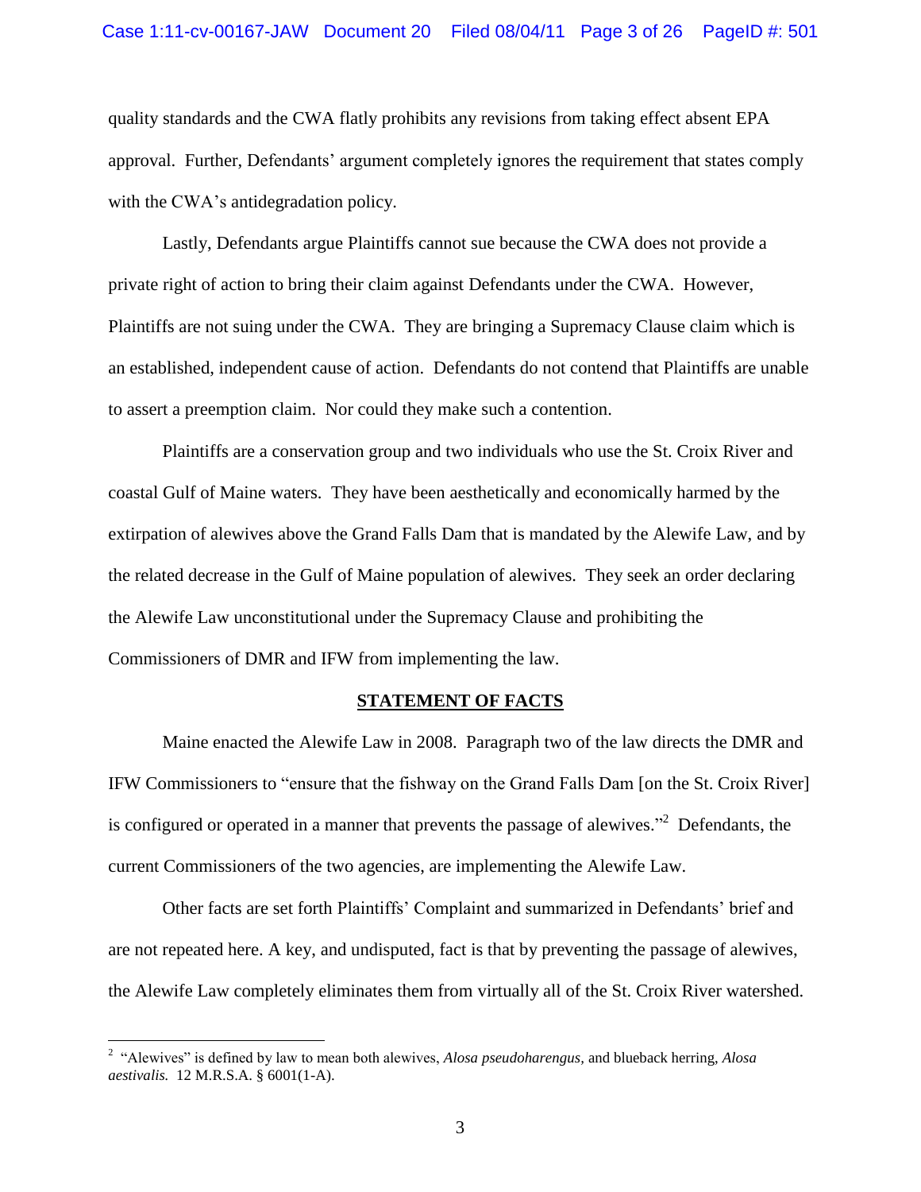quality standards and the CWA flatly prohibits any revisions from taking effect absent EPA approval. Further, Defendants' argument completely ignores the requirement that states comply with the CWA's antidegradation policy.

Lastly, Defendants argue Plaintiffs cannot sue because the CWA does not provide a private right of action to bring their claim against Defendants under the CWA. However, Plaintiffs are not suing under the CWA. They are bringing a Supremacy Clause claim which is an established, independent cause of action. Defendants do not contend that Plaintiffs are unable to assert a preemption claim. Nor could they make such a contention.

Plaintiffs are a conservation group and two individuals who use the St. Croix River and coastal Gulf of Maine waters. They have been aesthetically and economically harmed by the extirpation of alewives above the Grand Falls Dam that is mandated by the Alewife Law, and by the related decrease in the Gulf of Maine population of alewives. They seek an order declaring the Alewife Law unconstitutional under the Supremacy Clause and prohibiting the Commissioners of DMR and IFW from implementing the law.

## STATEMENT OF FACTS

Maine enacted the Alewife Law in 2008. Paragraph two of the law directs the DMR and IFW Commissioners to "ensure that the fishway on the Grand Falls Dam [on the St. Croix River] is configured or operated in a manner that prevents the passage of alewives."[2] Defendants, the current Commissioners of the two agencies, are implementing the Alewife Law.

Other facts are set forth Plaintiffs' Complaint and summarized in Defendants' brief and are not repeated here. A key, and undisputed, fact is that by preventing the passage of alewives, the Alewife Law completely eliminates them from virtually all of the St. Croix River watershed.

---

[2] "Alewives" is defined by law to mean both alewives, *Alosa pseudoharengus,* and blueback herring, *Alosa aestivalis.* 12 M.R.S.A. § 6001(1-A).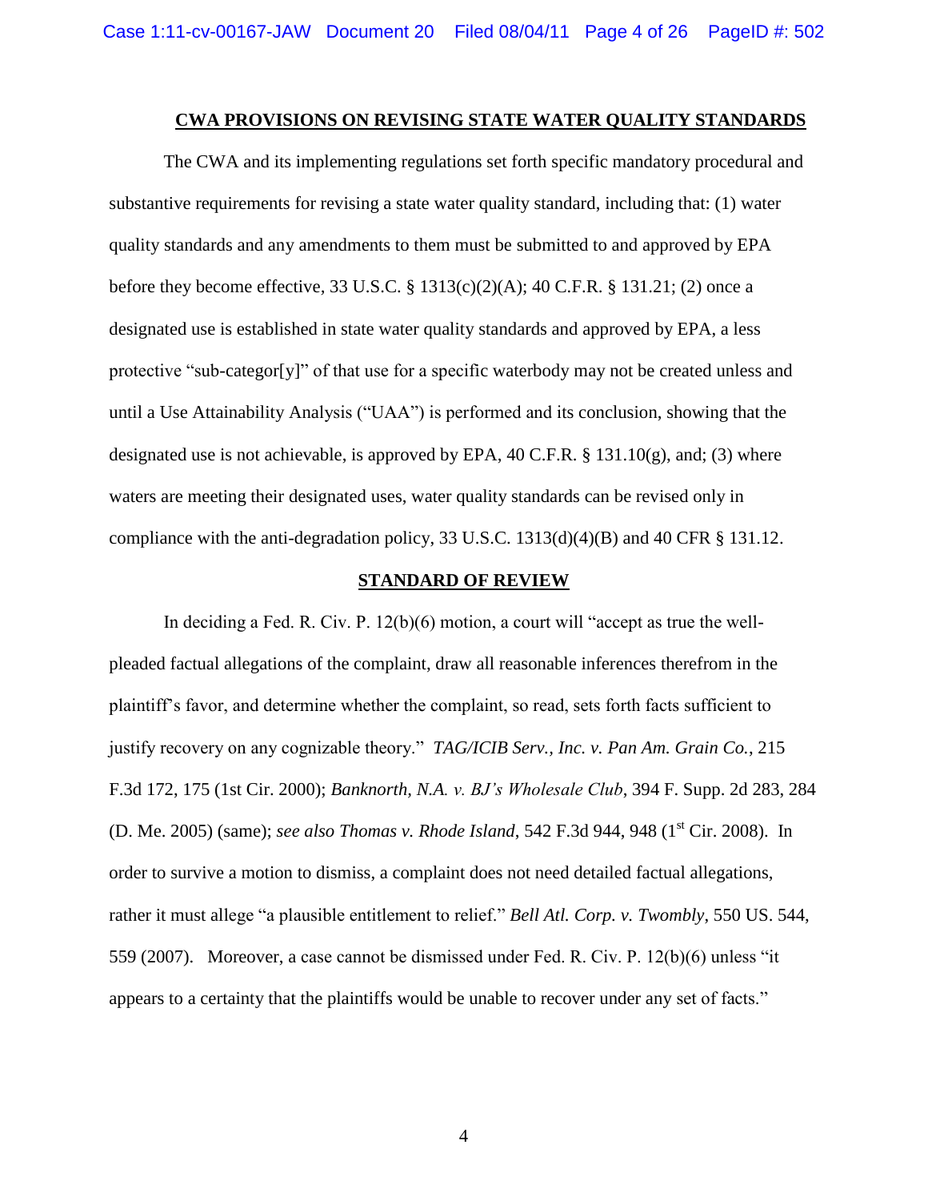## CWA PROVISIONS ON REVISING STATE WATER QUALITY STANDARDS

The CWA and its implementing regulations set forth specific mandatory procedural and substantive requirements for revising a state water quality standard, including that: (1) water quality standards and any amendments to them must be submitted to and approved by EPA before they become effective, 33 U.S.C. § 1313(c)(2)(A); 40 C.F.R. § 131.21; (2) once a designated use is established in state water quality standards and approved by EPA, a less protective "sub-categor[y]" of that use for a specific waterbody may not be created unless and until a Use Attainability Analysis ("UAA") is performed and its conclusion, showing that the designated use is not achievable, is approved by EPA, 40 C.F.R. § 131.10(g), and; (3) where waters are meeting their designated uses, water quality standards can be revised only in compliance with the anti-degradation policy, 33 U.S.C. 1313(d)(4)(B) and 40 CFR § 131.12.

## STANDARD OF REVIEW

In deciding a Fed. R. Civ. P. 12(b)(6) motion, a court will "accept as true the well-pleaded factual allegations of the complaint, draw all reasonable inferences therefrom in the plaintiff's favor, and determine whether the complaint, so read, sets forth facts sufficient to justify recovery on any cognizable theory." *TAG/ICIB Serv., Inc. v. Pan Am. Grain Co.*, 215 F.3d 172, 175 (1st Cir. 2000); *Banknorth, N.A. v. BJ's Wholesale Club*, 394 F. Supp. 2d 283, 284 (D. Me. 2005) (same); *see also Thomas v. Rhode Island*, 542 F.3d 944, 948 (1st Cir. 2008). In order to survive a motion to dismiss, a complaint does not need detailed factual allegations, rather it must allege "a plausible entitlement to relief." *Bell Atl. Corp. v. Twombly*, 550 US. 544, 559 (2007). Moreover, a case cannot be dismissed under Fed. R. Civ. P. 12(b)(6) unless "it appears to a certainty that the plaintiffs would be unable to recover under any set of facts."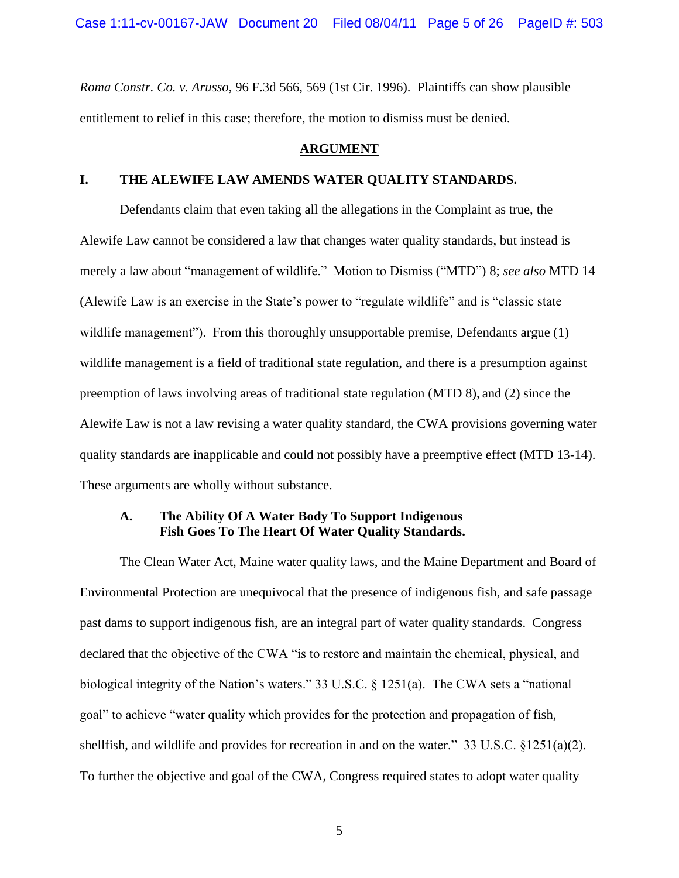*Roma Constr. Co. v. Arusso*, 96 F.3d 566, 569 (1st Cir. 1996). Plaintiffs can show plausible entitlement to relief in this case; therefore, the motion to dismiss must be denied.

## ARGUMENT

### I. THE ALEWIFE LAW AMENDS WATER QUALITY STANDARDS.

Defendants claim that even taking all the allegations in the Complaint as true, the Alewife Law cannot be considered a law that changes water quality standards, but instead is merely a law about "management of wildlife." Motion to Dismiss ("MTD") 8; *see also* MTD 14 (Alewife Law is an exercise in the State's power to "regulate wildlife" and is "classic state wildlife management"). From this thoroughly unsupportable premise, Defendants argue (1) wildlife management is a field of traditional state regulation, and there is a presumption against preemption of laws involving areas of traditional state regulation (MTD 8), and (2) since the Alewife Law is not a law revising a water quality standard, the CWA provisions governing water quality standards are inapplicable and could not possibly have a preemptive effect (MTD 13-14). These arguments are wholly without substance.

#### A. The Ability Of A Water Body To Support Indigenous Fish Goes To The Heart Of Water Quality Standards.

The Clean Water Act, Maine water quality laws, and the Maine Department and Board of Environmental Protection are unequivocal that the presence of indigenous fish, and safe passage past dams to support indigenous fish, are an integral part of water quality standards. Congress declared that the objective of the CWA "is to restore and maintain the chemical, physical, and biological integrity of the Nation's waters." 33 U.S.C. § 1251(a). The CWA sets a "national goal" to achieve "water quality which provides for the protection and propagation of fish, shellfish, and wildlife and provides for recreation in and on the water." 33 U.S.C. §1251(a)(2). To further the objective and goal of the CWA, Congress required states to adopt water quality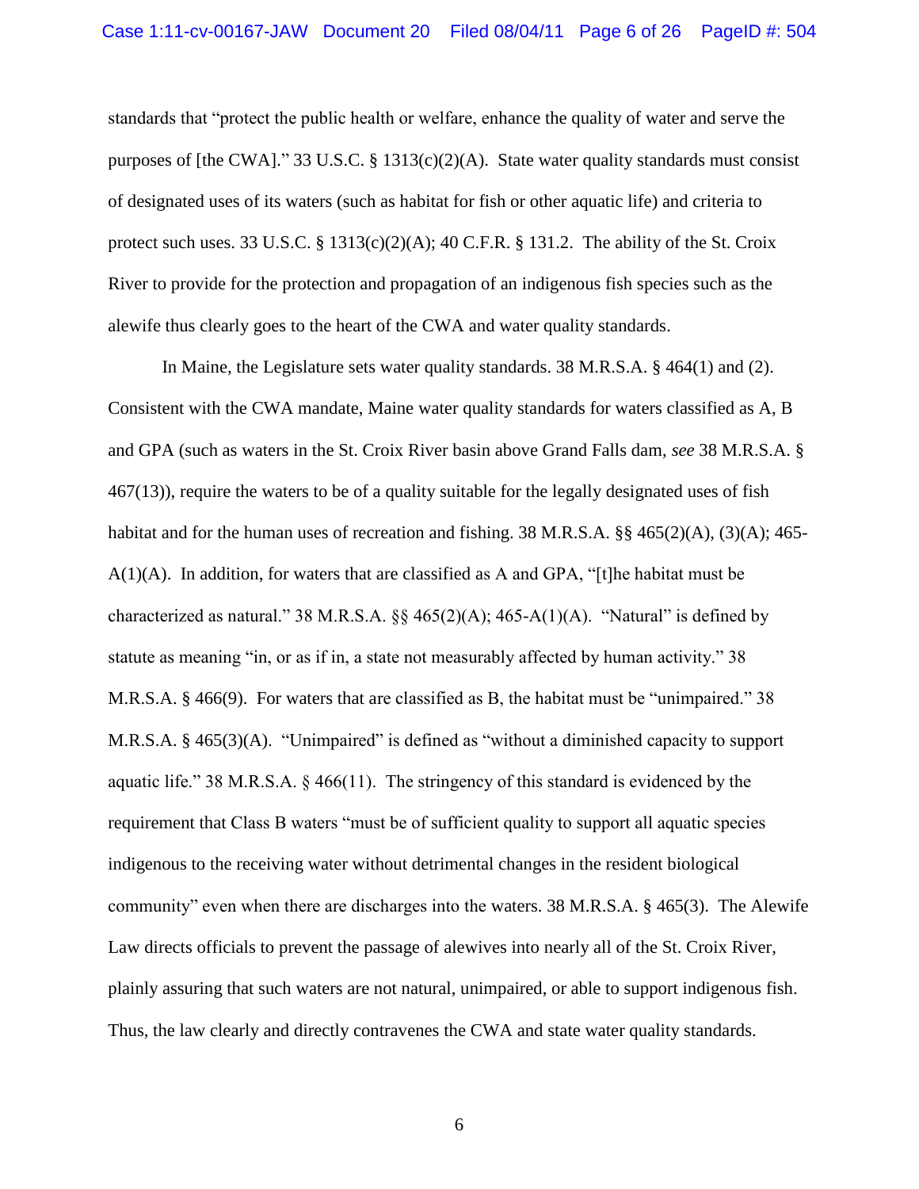standards that "protect the public health or welfare, enhance the quality of water and serve the purposes of [the CWA]." 33 U.S.C. § 1313(c)(2)(A). State water quality standards must consist of designated uses of its waters (such as habitat for fish or other aquatic life) and criteria to protect such uses. 33 U.S.C. § 1313(c)(2)(A); 40 C.F.R. § 131.2. The ability of the St. Croix River to provide for the protection and propagation of an indigenous fish species such as the alewife thus clearly goes to the heart of the CWA and water quality standards.

In Maine, the Legislature sets water quality standards. 38 M.R.S.A. § 464(1) and (2). Consistent with the CWA mandate, Maine water quality standards for waters classified as A, B and GPA (such as waters in the St. Croix River basin above Grand Falls dam, *see* 38 M.R.S.A. § 467(13)), require the waters to be of a quality suitable for the legally designated uses of fish habitat and for the human uses of recreation and fishing. 38 M.R.S.A. §§ 465(2)(A), (3)(A); 465-A(1)(A). In addition, for waters that are classified as A and GPA, "[t]he habitat must be characterized as natural." 38 M.R.S.A. §§ 465(2)(A); 465-A(1)(A). "Natural" is defined by statute as meaning "in, or as if in, a state not measurably affected by human activity." 38 M.R.S.A. § 466(9). For waters that are classified as B, the habitat must be "unimpaired." 38 M.R.S.A. § 465(3)(A). "Unimpaired" is defined as "without a diminished capacity to support aquatic life." 38 M.R.S.A. § 466(11). The stringency of this standard is evidenced by the requirement that Class B waters "must be of sufficient quality to support all aquatic species indigenous to the receiving water without detrimental changes in the resident biological community" even when there are discharges into the waters. 38 M.R.S.A. § 465(3). The Alewife Law directs officials to prevent the passage of alewives into nearly all of the St. Croix River, plainly assuring that such waters are not natural, unimpaired, or able to support indigenous fish. Thus, the law clearly and directly contravenes the CWA and state water quality standards.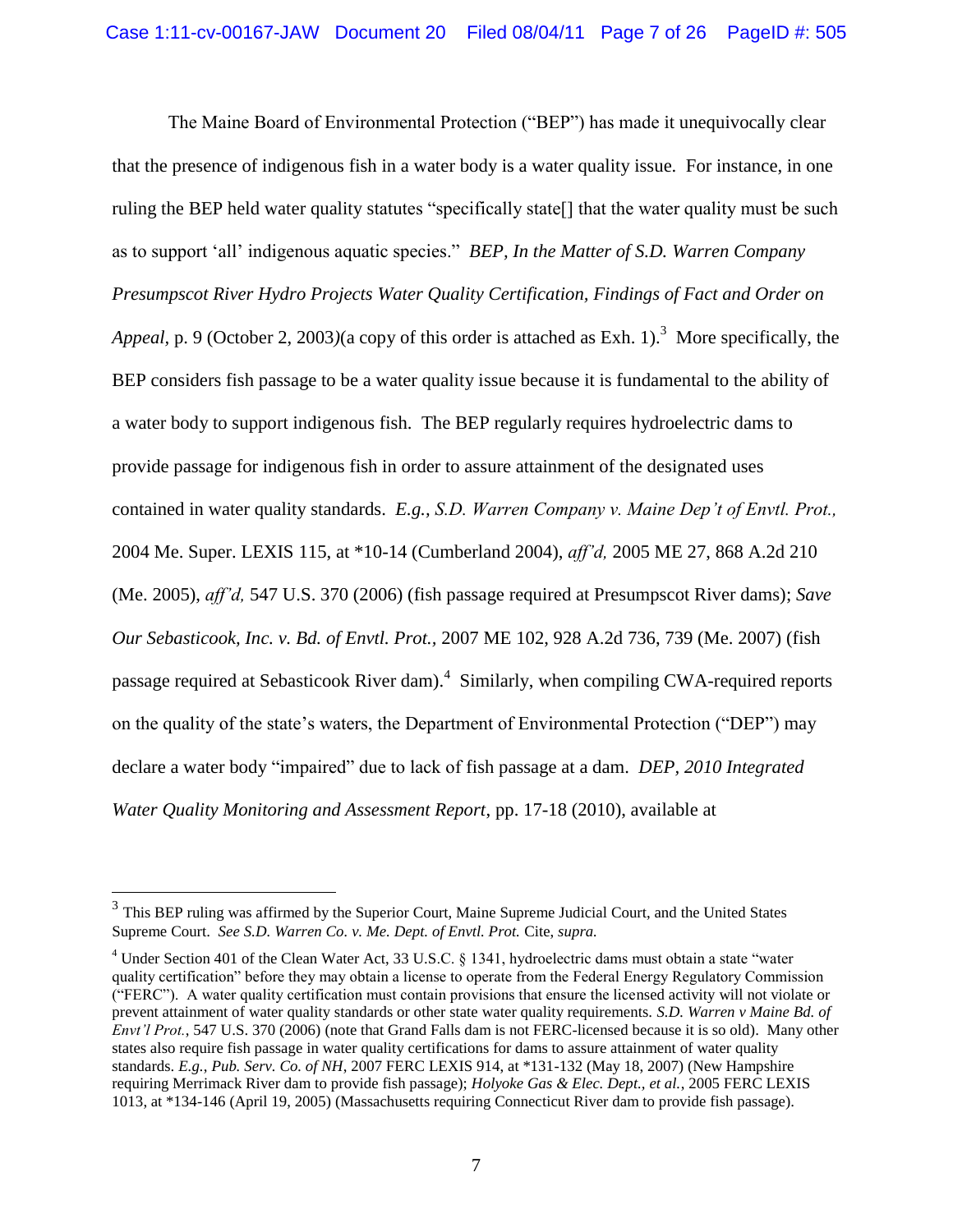The Maine Board of Environmental Protection ("BEP") has made it unequivocally clear that the presence of indigenous fish in a water body is a water quality issue. For instance, in one ruling the BEP held water quality statutes "specifically state[] that the water quality must be such as to support 'all' indigenous aquatic species." *BEP, In the Matter of S.D. Warren Company Presumpscot River Hydro Projects Water Quality Certification, Findings of Fact and Order on Appeal*, p. 9 (October 2, 2003)(a copy of this order is attached as Exh. 1).[3] More specifically, the BEP considers fish passage to be a water quality issue because it is fundamental to the ability of a water body to support indigenous fish. The BEP regularly requires hydroelectric dams to provide passage for indigenous fish in order to assure attainment of the designated uses contained in water quality standards. *E.g., S.D. Warren Company v. Maine Dep't of Envtl. Prot.,* 2004 Me. Super. LEXIS 115, at *10-14 (Cumberland 2004), *aff'd,* 2005 ME 27, 868 A.2d 210 (Me. 2005), *aff'd,* 547 U.S. 370 (2006) (fish passage required at Presumpscot River dams); *Save Our Sebasticook, Inc. v. Bd. of Envtl. Prot.*, 2007 ME 102, 928 A.2d 736, 739 (Me. 2007) (fish passage required at Sebasticook River dam).[4] Similarly, when compiling CWA-required reports on the quality of the state's waters, the Department of Environmental Protection ("DEP") may declare a water body "impaired" due to lack of fish passage at a dam. *DEP, 2010 Integrated Water Quality Monitoring and Assessment Report*, pp. 17-18 (2010), available at

---

[3] This BEP ruling was affirmed by the Superior Court, Maine Supreme Judicial Court, and the United States Supreme Court. *See S.D. Warren Co. v. Me. Dept. of Envtl. Prot.* Cite, *supra.*

[4] Under Section 401 of the Clean Water Act, 33 U.S.C. § 1341, hydroelectric dams must obtain a state "water quality certification" before they may obtain a license to operate from the Federal Energy Regulatory Commission ("FERC"). A water quality certification must contain provisions that ensure the licensed activity will not violate or prevent attainment of water quality standards or other state water quality requirements. *S.D. Warren v Maine Bd. of Envt'l Prot.*, 547 U.S. 370 (2006) (note that Grand Falls dam is not FERC-licensed because it is so old). Many other states also require fish passage in water quality certifications for dams to assure attainment of water quality standards. *E.g., Pub. Serv. Co. of NH*, 2007 FERC LEXIS 914, at *131-132 (May 18, 2007) (New Hampshire requiring Merrimack River dam to provide fish passage); *Holyoke Gas & Elec. Dept., et al.*, 2005 FERC LEXIS 1013, at *134-146 (April 19, 2005) (Massachusetts requiring Connecticut River dam to provide fish passage).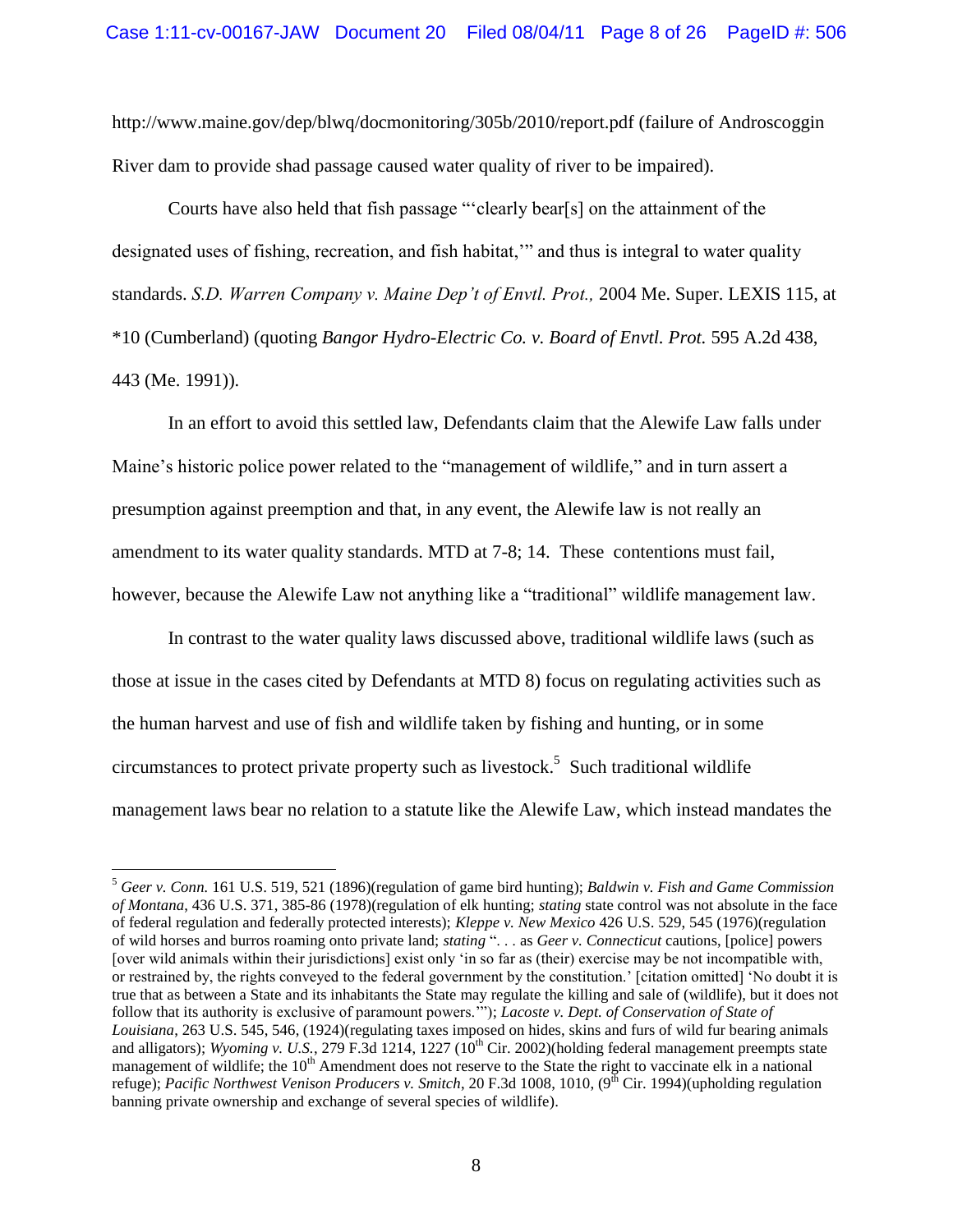http://www.maine.gov/dep/blwq/docmonitoring/305b/2010/report.pdf (failure of Androscoggin River dam to provide shad passage caused water quality of river to be impaired).

Courts have also held that fish passage "'clearly bear[s] on the attainment of the designated uses of fishing, recreation, and fish habitat,'" and thus is integral to water quality standards. *S.D. Warren Company v. Maine Dep't of Envtl. Prot.,* 2004 Me. Super. LEXIS 115, at *10 (Cumberland) (quoting *Bangor Hydro-Electric Co. v. Board of Envtl. Prot.* 595 A.2d 438, 443 (Me. 1991)).

In an effort to avoid this settled law, Defendants claim that the Alewife Law falls under Maine's historic police power related to the "management of wildlife," and in turn assert a presumption against preemption and that, in any event, the Alewife law is not really an amendment to its water quality standards. MTD at 7-8; 14. These contentions must fail, however, because the Alewife Law not anything like a "traditional" wildlife management law.

In contrast to the water quality laws discussed above, traditional wildlife laws (such as those at issue in the cases cited by Defendants at MTD 8) focus on regulating activities such as the human harvest and use of fish and wildlife taken by fishing and hunting, or in some circumstances to protect private property such as livestock.[5] Such traditional wildlife management laws bear no relation to a statute like the Alewife Law, which instead mandates the

---

[5] *Geer v. Conn.* 161 U.S. 519, 521 (1896)(regulation of game bird hunting); *Baldwin v. Fish and Game Commission of Montana*, 436 U.S. 371, 385-86 (1978)(regulation of elk hunting; *stating* state control was not absolute in the face of federal regulation and federally protected interests); *Kleppe v. New Mexico* 426 U.S. 529, 545 (1976)(regulation of wild horses and burros roaming onto private land; *stating* ". . . as *Geer v. Connecticut* cautions, [police] powers [over wild animals within their jurisdictions] exist only 'in so far as (their) exercise may be not incompatible with, or restrained by, the rights conveyed to the federal government by the constitution.' [citation omitted] 'No doubt it is true that as between a State and its inhabitants the State may regulate the killing and sale of (wildlife), but it does not follow that its authority is exclusive of paramount powers.'"); *Lacoste v. Dept. of Conservation of State of Louisiana*, 263 U.S. 545, 546, (1924)(regulating taxes imposed on hides, skins and furs of wild fur bearing animals and alligators); *Wyoming v. U.S.*, 279 F.3d 1214, 1227 (10th Cir. 2002)(holding federal management preempts state management of wildlife; the 10th Amendment does not reserve to the State the right to vaccinate elk in a national refuge); *Pacific Northwest Venison Producers v. Smitch*, 20 F.3d 1008, 1010, (9th Cir. 1994)(upholding regulation banning private ownership and exchange of several species of wildlife).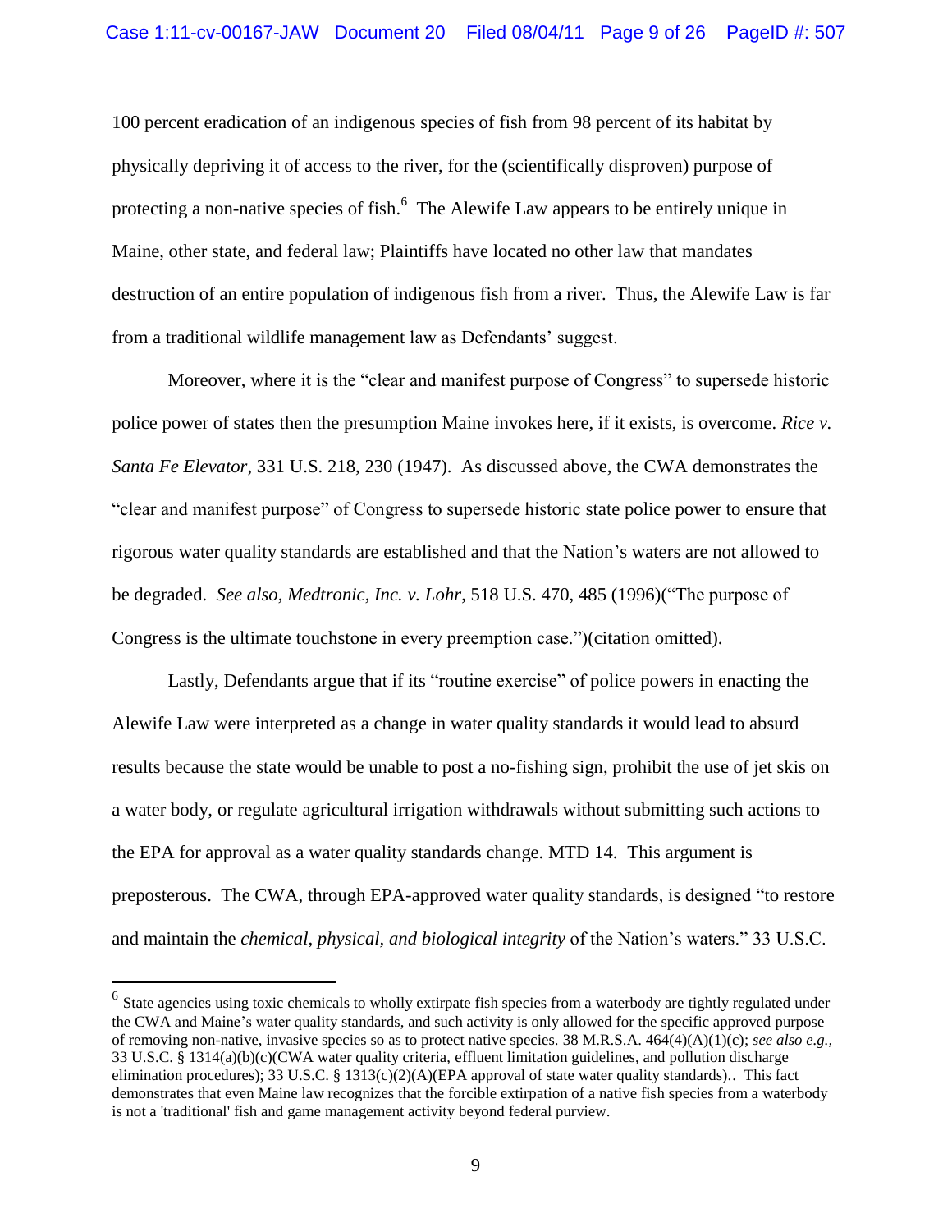100 percent eradication of an indigenous species of fish from 98 percent of its habitat by physically depriving it of access to the river, for the (scientifically disproven) purpose of protecting a non-native species of fish.[6] The Alewife Law appears to be entirely unique in Maine, other state, and federal law; Plaintiffs have located no other law that mandates destruction of an entire population of indigenous fish from a river. Thus, the Alewife Law is far from a traditional wildlife management law as Defendants' suggest.

Moreover, where it is the "clear and manifest purpose of Congress" to supersede historic police power of states then the presumption Maine invokes here, if it exists, is overcome. *Rice v. Santa Fe Elevator*, 331 U.S. 218, 230 (1947). As discussed above, the CWA demonstrates the "clear and manifest purpose" of Congress to supersede historic state police power to ensure that rigorous water quality standards are established and that the Nation's waters are not allowed to be degraded. *See also, Medtronic, Inc. v. Lohr*, 518 U.S. 470, 485 (1996)("The purpose of Congress is the ultimate touchstone in every preemption case.")(citation omitted).

Lastly, Defendants argue that if its "routine exercise" of police powers in enacting the Alewife Law were interpreted as a change in water quality standards it would lead to absurd results because the state would be unable to post a no-fishing sign, prohibit the use of jet skis on a water body, or regulate agricultural irrigation withdrawals without submitting such actions to the EPA for approval as a water quality standards change. MTD 14. This argument is preposterous. The CWA, through EPA-approved water quality standards, is designed "to restore and maintain the *chemical, physical, and biological integrity* of the Nation's waters." 33 U.S.C.

---

[6] State agencies using toxic chemicals to wholly extirpate fish species from a waterbody are tightly regulated under the CWA and Maine's water quality standards, and such activity is only allowed for the specific approved purpose of removing non-native, invasive species so as to protect native species. 38 M.R.S.A. 464(4)(A)(1)(c); *see also e.g.,* 33 U.S.C. § 1314(a)(b)(c)(CWA water quality criteria, effluent limitation guidelines, and pollution discharge elimination procedures); 33 U.S.C. § 1313(c)(2)(A)(EPA approval of state water quality standards).. This fact demonstrates that even Maine law recognizes that the forcible extirpation of a native fish species from a waterbody is not a 'traditional' fish and game management activity beyond federal purview.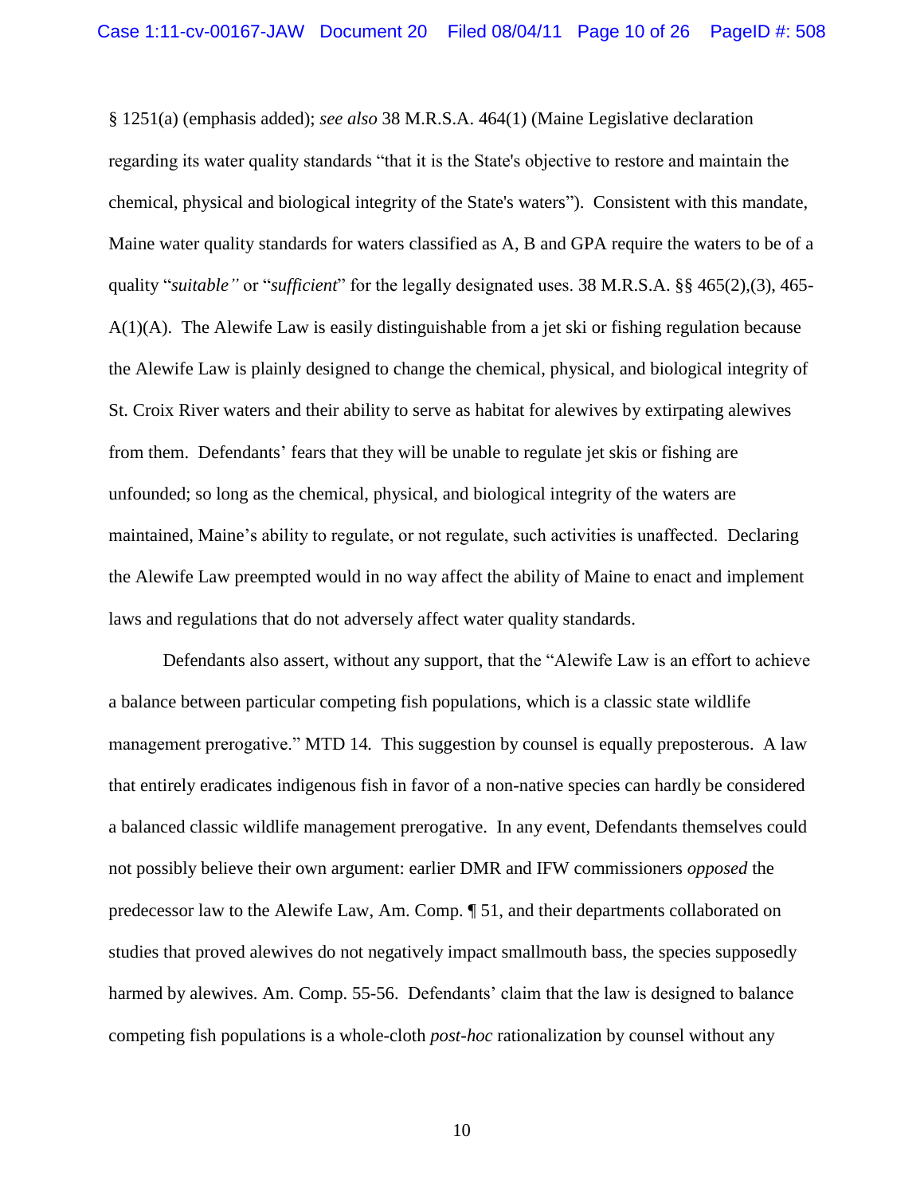§ 1251(a) (emphasis added); *see also* 38 M.R.S.A. 464(1) (Maine Legislative declaration regarding its water quality standards "that it is the State's objective to restore and maintain the chemical, physical and biological integrity of the State's waters"). Consistent with this mandate, Maine water quality standards for waters classified as A, B and GPA require the waters to be of a quality "*suitable"* or "*sufficient*" for the legally designated uses. 38 M.R.S.A. §§ 465(2),(3), 465-A(1)(A). The Alewife Law is easily distinguishable from a jet ski or fishing regulation because the Alewife Law is plainly designed to change the chemical, physical, and biological integrity of St. Croix River waters and their ability to serve as habitat for alewives by extirpating alewives from them. Defendants' fears that they will be unable to regulate jet skis or fishing are unfounded; so long as the chemical, physical, and biological integrity of the waters are maintained, Maine's ability to regulate, or not regulate, such activities is unaffected. Declaring the Alewife Law preempted would in no way affect the ability of Maine to enact and implement laws and regulations that do not adversely affect water quality standards.

Defendants also assert, without any support, that the "Alewife Law is an effort to achieve a balance between particular competing fish populations, which is a classic state wildlife management prerogative." MTD 14. This suggestion by counsel is equally preposterous. A law that entirely eradicates indigenous fish in favor of a non-native species can hardly be considered a balanced classic wildlife management prerogative. In any event, Defendants themselves could not possibly believe their own argument: earlier DMR and IFW commissioners *opposed* the predecessor law to the Alewife Law, Am. Comp. ¶ 51, and their departments collaborated on studies that proved alewives do not negatively impact smallmouth bass, the species supposedly harmed by alewives. Am. Comp. 55-56. Defendants' claim that the law is designed to balance competing fish populations is a whole-cloth *post-hoc* rationalization by counsel without any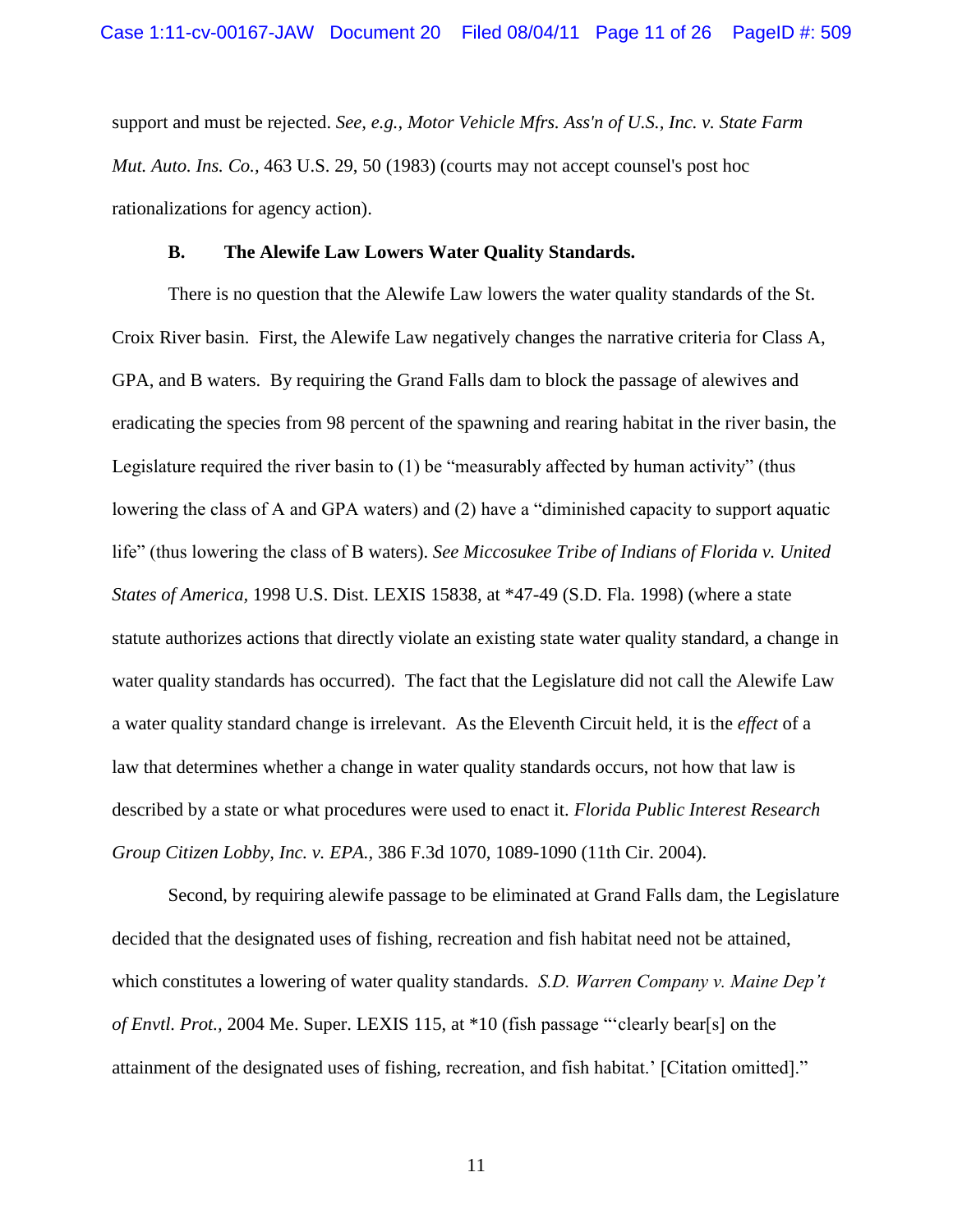support and must be rejected. *See, e.g.*, *Motor Vehicle Mfrs. Ass'n of U.S., Inc. v. State Farm Mut. Auto. Ins. Co.*, 463 U.S. 29, 50 (1983) (courts may not accept counsel's post hoc rationalizations for agency action).

### B. The Alewife Law Lowers Water Quality Standards.

There is no question that the Alewife Law lowers the water quality standards of the St. Croix River basin. First, the Alewife Law negatively changes the narrative criteria for Class A, GPA, and B waters. By requiring the Grand Falls dam to block the passage of alewives and eradicating the species from 98 percent of the spawning and rearing habitat in the river basin, the Legislature required the river basin to (1) be "measurably affected by human activity" (thus lowering the class of A and GPA waters) and (2) have a "diminished capacity to support aquatic life" (thus lowering the class of B waters). *See Miccosukee Tribe of Indians of Florida v. United States of America*, 1998 U.S. Dist. LEXIS 15838, at *47-49 (S.D. Fla. 1998) (where a state statute authorizes actions that directly violate an existing state water quality standard, a change in water quality standards has occurred). The fact that the Legislature did not call the Alewife Law a water quality standard change is irrelevant. As the Eleventh Circuit held, it is the *effect* of a law that determines whether a change in water quality standards occurs, not how that law is described by a state or what procedures were used to enact it. *Florida Public Interest Research Group Citizen Lobby, Inc. v. EPA.*, 386 F.3d 1070, 1089-1090 (11th Cir. 2004).

Second, by requiring alewife passage to be eliminated at Grand Falls dam, the Legislature decided that the designated uses of fishing, recreation and fish habitat need not be attained, which constitutes a lowering of water quality standards. *S.D. Warren Company v. Maine Dep't of Envtl. Prot.*, 2004 Me. Super. LEXIS 115, at *10 (fish passage "'clearly bear[s] on the attainment of the designated uses of fishing, recreation, and fish habitat.' [Citation omitted]."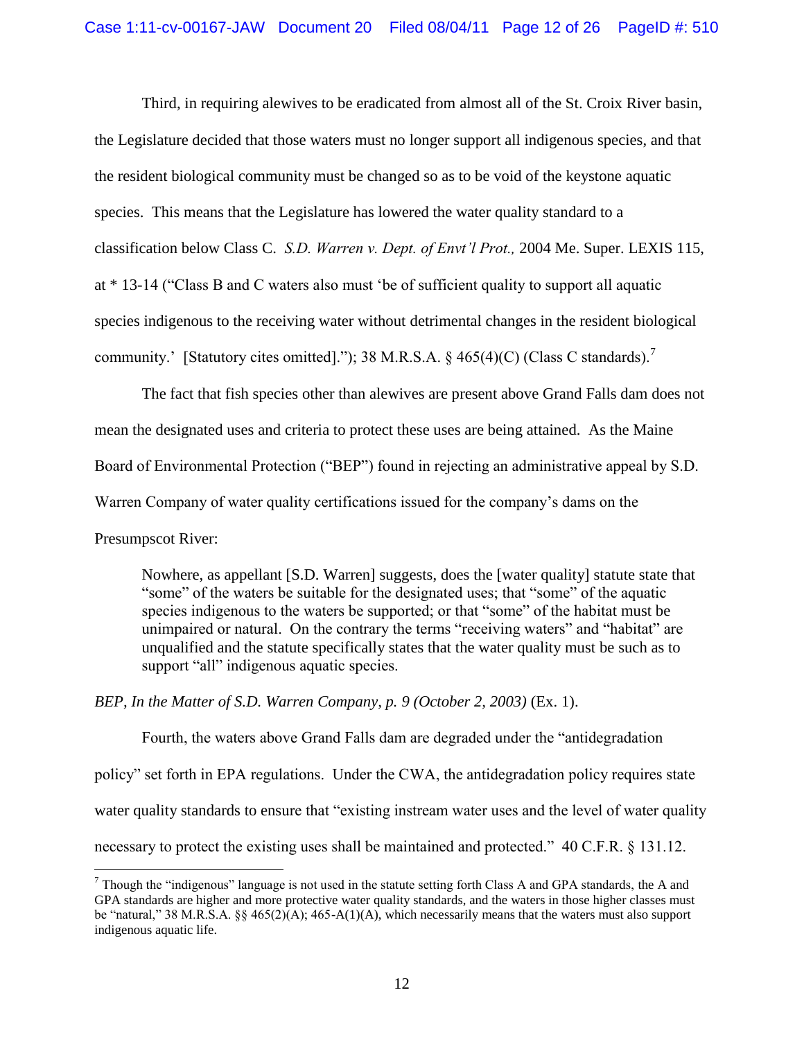Third, in requiring alewives to be eradicated from almost all of the St. Croix River basin, the Legislature decided that those waters must no longer support all indigenous species, and that the resident biological community must be changed so as to be void of the keystone aquatic species. This means that the Legislature has lowered the water quality standard to a classification below Class C. *S.D. Warren v. Dept. of Envt'l Prot.,* 2004 Me. Super. LEXIS 115, at * 13-14 ("Class B and C waters also must 'be of sufficient quality to support all aquatic species indigenous to the receiving water without detrimental changes in the resident biological community.' [Statutory cites omitted]."); 38 M.R.S.A. § 465(4)(C) (Class C standards).[7]

The fact that fish species other than alewives are present above Grand Falls dam does not mean the designated uses and criteria to protect these uses are being attained. As the Maine Board of Environmental Protection ("BEP") found in rejecting an administrative appeal by S.D. Warren Company of water quality certifications issued for the company's dams on the Presumpscot River:

> Nowhere, as appellant [S.D. Warren] suggests, does the [water quality] statute state that "some" of the waters be suitable for the designated uses; that "some" of the aquatic species indigenous to the waters be supported; or that "some" of the habitat must be unimpaired or natural. On the contrary the terms "receiving waters" and "habitat" are unqualified and the statute specifically states that the water quality must be such as to support "all" indigenous aquatic species.

*BEP, In the Matter of S.D. Warren Company, p. 9 (October 2, 2003)* (Ex. 1).

Fourth, the waters above Grand Falls dam are degraded under the "antidegradation policy" set forth in EPA regulations. Under the CWA, the antidegradation policy requires state water quality standards to ensure that "existing instream water uses and the level of water quality necessary to protect the existing uses shall be maintained and protected." 40 C.F.R. § 131.12.

---

[7] Though the "indigenous" language is not used in the statute setting forth Class A and GPA standards, the A and GPA standards are higher and more protective water quality standards, and the waters in those higher classes must be "natural," 38 M.R.S.A. §§ 465(2)(A); 465-A(1)(A), which necessarily means that the waters must also support indigenous aquatic life.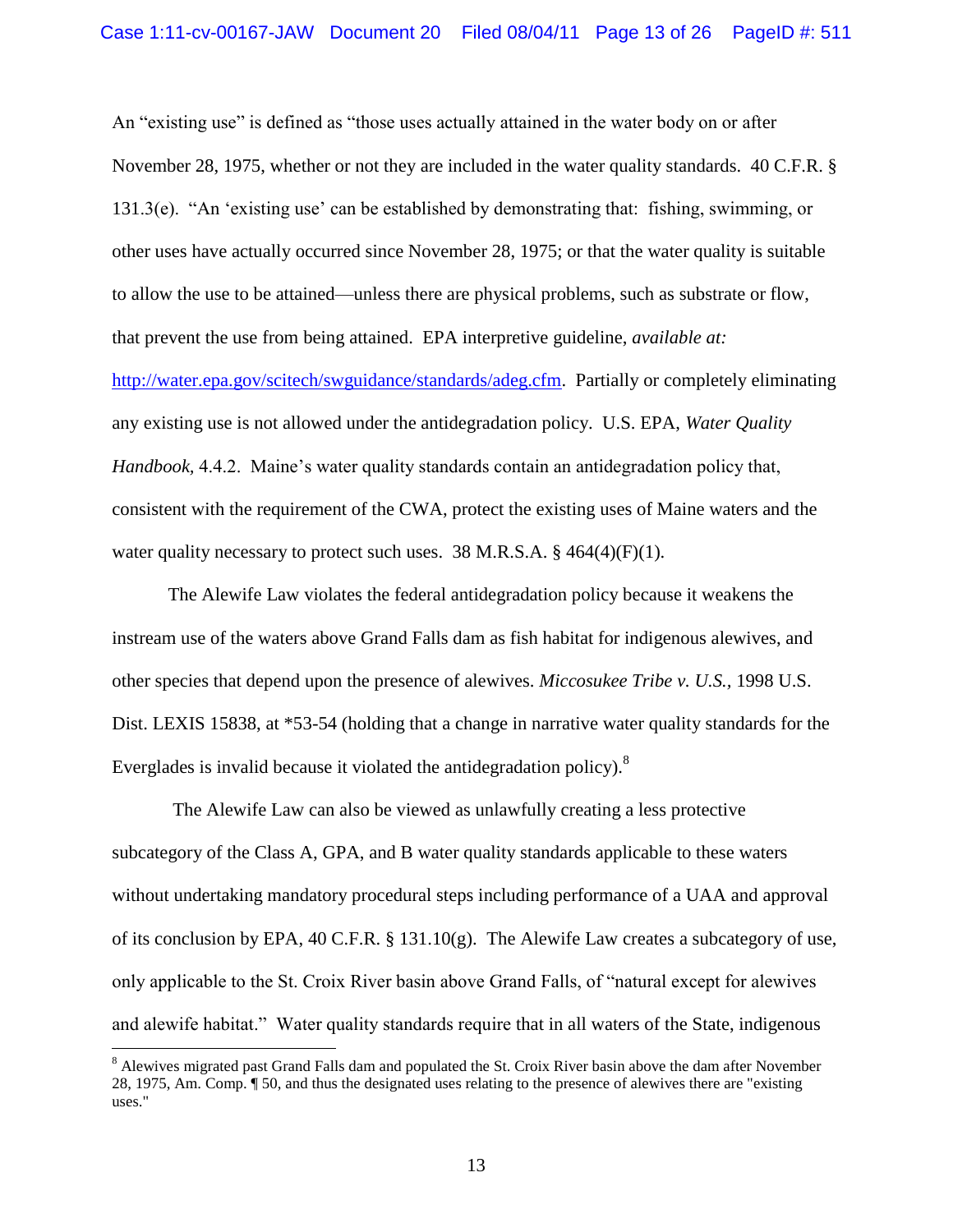An "existing use" is defined as "those uses actually attained in the water body on or after November 28, 1975, whether or not they are included in the water quality standards. 40 C.F.R. § 131.3(e). "An 'existing use' can be established by demonstrating that: fishing, swimming, or other uses have actually occurred since November 28, 1975; or that the water quality is suitable to allow the use to be attained—unless there are physical problems, such as substrate or flow, that prevent the use from being attained. EPA interpretive guideline, *available at:* http://water.epa.gov/scitech/swguidance/standards/adeg.cfm. Partially or completely eliminating any existing use is not allowed under the antidegradation policy. U.S. EPA, *Water Quality Handbook,* 4.4.2. Maine's water quality standards contain an antidegradation policy that, consistent with the requirement of the CWA, protect the existing uses of Maine waters and the water quality necessary to protect such uses. 38 M.R.S.A. § 464(4)(F)(1).

The Alewife Law violates the federal antidegradation policy because it weakens the instream use of the waters above Grand Falls dam as fish habitat for indigenous alewives, and other species that depend upon the presence of alewives. *Miccosukee Tribe v. U.S.,* 1998 U.S. Dist. LEXIS 15838, at *53-54 (holding that a change in narrative water quality standards for the Everglades is invalid because it violated the antidegradation policy).[8]

The Alewife Law can also be viewed as unlawfully creating a less protective subcategory of the Class A, GPA, and B water quality standards applicable to these waters without undertaking mandatory procedural steps including performance of a UAA and approval of its conclusion by EPA, 40 C.F.R. § 131.10(g). The Alewife Law creates a subcategory of use, only applicable to the St. Croix River basin above Grand Falls, of "natural except for alewives and alewife habitat." Water quality standards require that in all waters of the State, indigenous

---

[8] Alewives migrated past Grand Falls dam and populated the St. Croix River basin above the dam after November 28, 1975, Am. Comp. ¶ 50, and thus the designated uses relating to the presence of alewives there are "existing uses."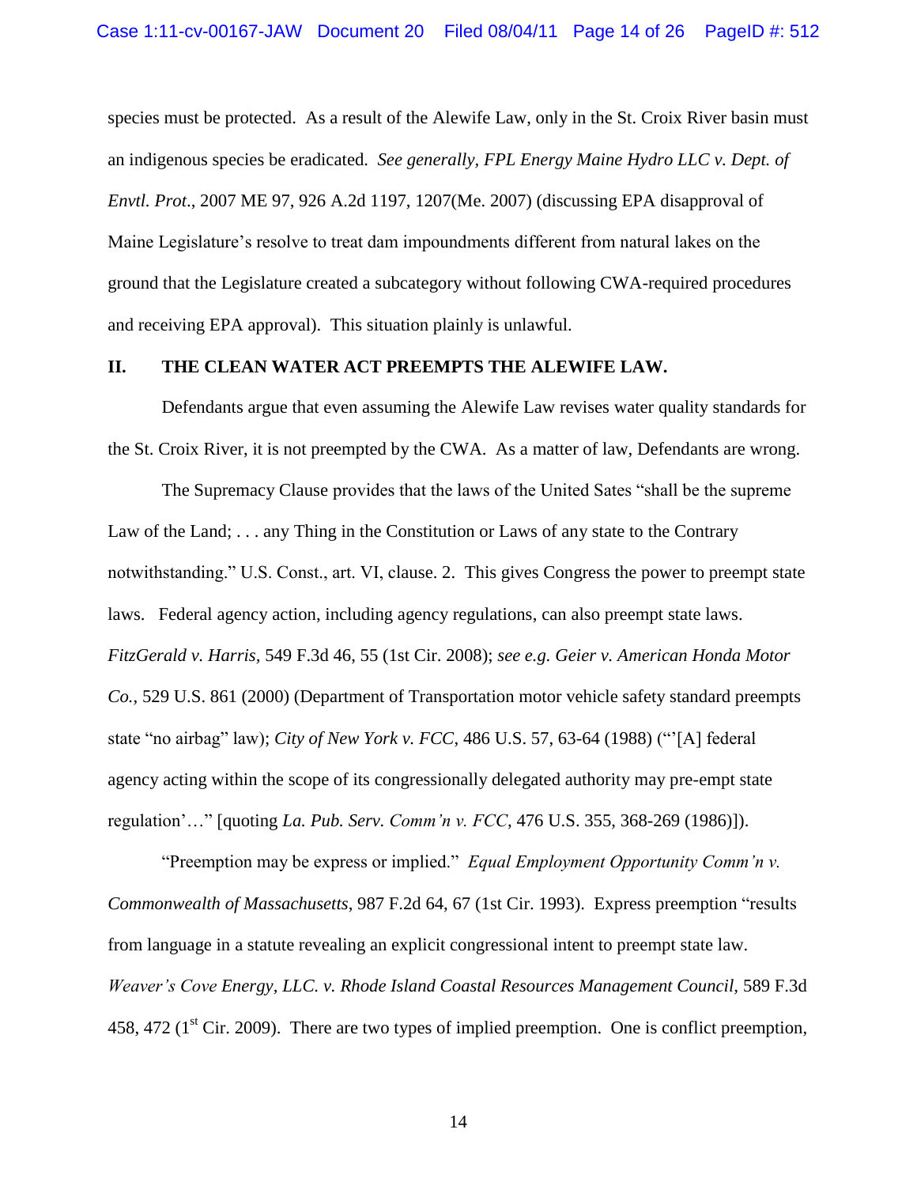species must be protected. As a result of the Alewife Law, only in the St. Croix River basin must an indigenous species be eradicated. *See generally, FPL Energy Maine Hydro LLC v. Dept. of Envtl. Prot*., 2007 ME 97, 926 A.2d 1197, 1207(Me. 2007) (discussing EPA disapproval of Maine Legislature's resolve to treat dam impoundments different from natural lakes on the ground that the Legislature created a subcategory without following CWA-required procedures and receiving EPA approval). This situation plainly is unlawful.

## II. THE CLEAN WATER ACT PREEMPTS THE ALEWIFE LAW.

Defendants argue that even assuming the Alewife Law revises water quality standards for the St. Croix River, it is not preempted by the CWA. As a matter of law, Defendants are wrong.

The Supremacy Clause provides that the laws of the United Sates "shall be the supreme Law of the Land; . . . any Thing in the Constitution or Laws of any state to the Contrary notwithstanding." U.S. Const., art. VI, clause. 2. This gives Congress the power to preempt state laws. Federal agency action, including agency regulations, can also preempt state laws. *FitzGerald v. Harris,* 549 F.3d 46, 55 (1st Cir. 2008); *see e.g. Geier v. American Honda Motor Co.*, 529 U.S. 861 (2000) (Department of Transportation motor vehicle safety standard preempts state "no airbag" law); *City of New York v. FCC*, 486 U.S. 57, 63-64 (1988) ("'[A] federal agency acting within the scope of its congressionally delegated authority may pre-empt state regulation'…" [quoting *La. Pub. Serv. Comm'n v. FCC*, 476 U.S. 355, 368-269 (1986)]).

"Preemption may be express or implied." *Equal Employment Opportunity Comm'n v. Commonwealth of Massachusetts*, 987 F.2d 64, 67 (1st Cir. 1993). Express preemption "results from language in a statute revealing an explicit congressional intent to preempt state law. *Weaver's Cove Energy, LLC. v. Rhode Island Coastal Resources Management Council,* 589 F.3d 458, 472 (1st Cir. 2009). There are two types of implied preemption. One is conflict preemption,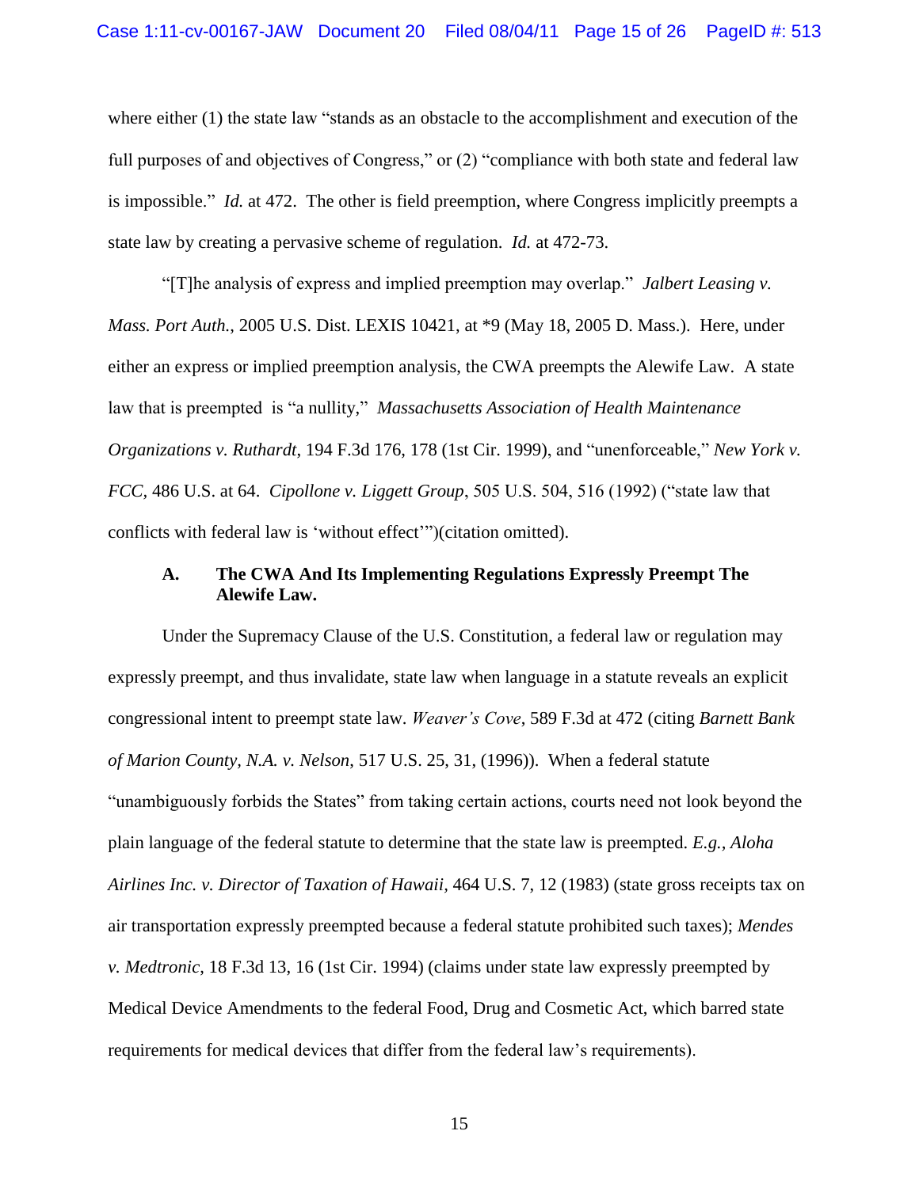where either (1) the state law "stands as an obstacle to the accomplishment and execution of the full purposes of and objectives of Congress," or (2) "compliance with both state and federal law is impossible." *Id.* at 472. The other is field preemption, where Congress implicitly preempts a state law by creating a pervasive scheme of regulation. *Id.* at 472-73.

"[T]he analysis of express and implied preemption may overlap." *Jalbert Leasing v. Mass. Port Auth.*, 2005 U.S. Dist. LEXIS 10421, at *9 (May 18, 2005 D. Mass.). Here, under either an express or implied preemption analysis, the CWA preempts the Alewife Law. A state law that is preempted is "a nullity," *Massachusetts Association of Health Maintenance Organizations v. Ruthardt*, 194 F.3d 176, 178 (1st Cir. 1999), and "unenforceable," *New York v. FCC*, 486 U.S. at 64. *Cipollone v. Liggett Group*, 505 U.S. 504, 516 (1992) ("state law that conflicts with federal law is 'without effect'")(citation omitted).

### A. The CWA And Its Implementing Regulations Expressly Preempt The Alewife Law.

Under the Supremacy Clause of the U.S. Constitution, a federal law or regulation may expressly preempt, and thus invalidate, state law when language in a statute reveals an explicit congressional intent to preempt state law. *Weaver's Cove*, 589 F.3d at 472 (citing *Barnett Bank of Marion County, N.A. v. Nelson*, 517 U.S. 25, 31, (1996)). When a federal statute "unambiguously forbids the States" from taking certain actions, courts need not look beyond the plain language of the federal statute to determine that the state law is preempted. *E.g., Aloha Airlines Inc. v. Director of Taxation of Hawaii*, 464 U.S. 7, 12 (1983) (state gross receipts tax on air transportation expressly preempted because a federal statute prohibited such taxes); *Mendes v. Medtronic*, 18 F.3d 13, 16 (1st Cir. 1994) (claims under state law expressly preempted by Medical Device Amendments to the federal Food, Drug and Cosmetic Act, which barred state requirements for medical devices that differ from the federal law's requirements).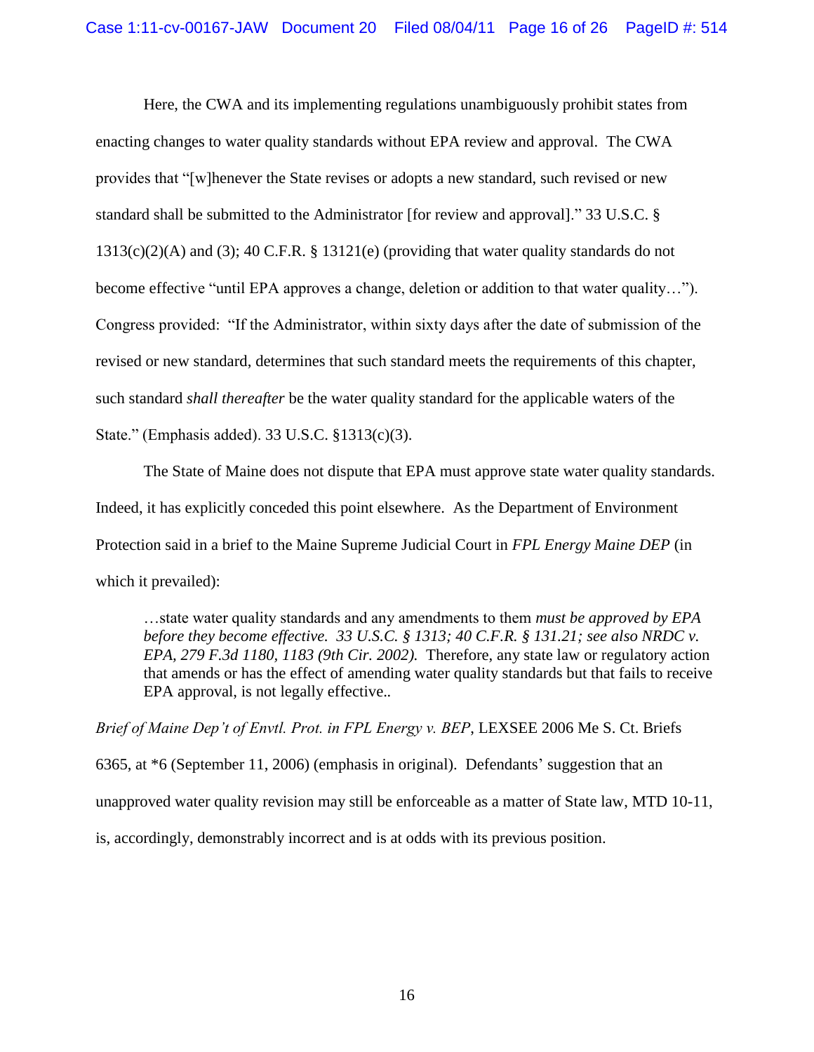Here, the CWA and its implementing regulations unambiguously prohibit states from enacting changes to water quality standards without EPA review and approval. The CWA provides that "[w]henever the State revises or adopts a new standard, such revised or new standard shall be submitted to the Administrator [for review and approval]." 33 U.S.C. § 1313(c)(2)(A) and (3); 40 C.F.R. § 13121(e) (providing that water quality standards do not become effective "until EPA approves a change, deletion or addition to that water quality…"). Congress provided: "If the Administrator, within sixty days after the date of submission of the revised or new standard, determines that such standard meets the requirements of this chapter, such standard *shall thereafter* be the water quality standard for the applicable waters of the State." (Emphasis added). 33 U.S.C. §1313(c)(3).

The State of Maine does not dispute that EPA must approve state water quality standards. Indeed, it has explicitly conceded this point elsewhere. As the Department of Environment Protection said in a brief to the Maine Supreme Judicial Court in *FPL Energy Maine DEP* (in which it prevailed):

> …state water quality standards and any amendments to them *must be approved by EPA before they become effective. 33 U.S.C. § 1313; 40 C.F.R. § 131.21; see also NRDC v. EPA, 279 F.3d 1180, 1183 (9th Cir. 2002).* Therefore, any state law or regulatory action that amends or has the effect of amending water quality standards but that fails to receive EPA approval, is not legally effective..

*Brief of Maine Dep't of Envtl. Prot. in FPL Energy v. BEP*, LEXSEE 2006 Me S. Ct. Briefs 6365, at *6 (September 11, 2006) (emphasis in original). Defendants' suggestion that an unapproved water quality revision may still be enforceable as a matter of State law, MTD 10-11, is, accordingly, demonstrably incorrect and is at odds with its previous position.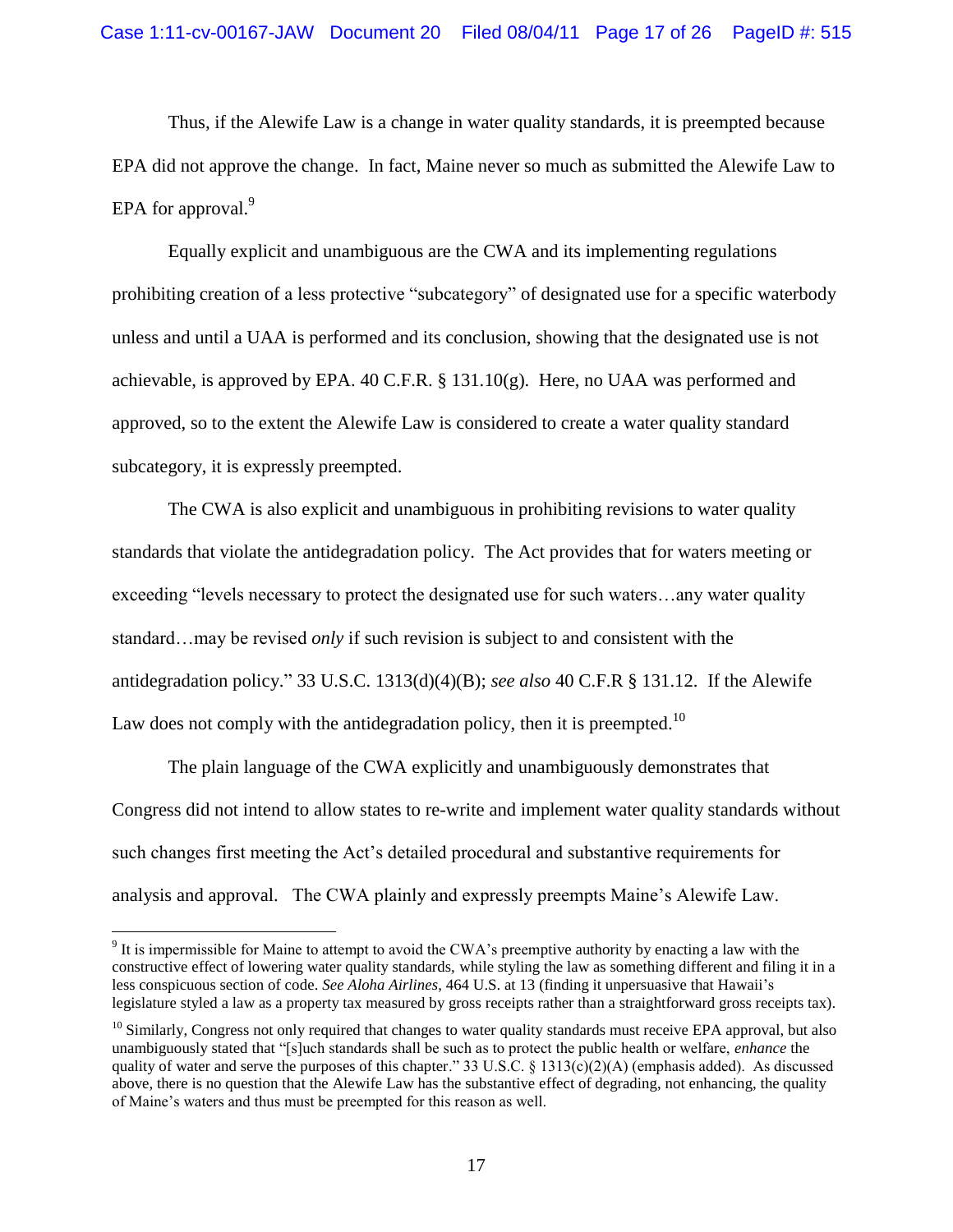Thus, if the Alewife Law is a change in water quality standards, it is preempted because EPA did not approve the change. In fact, Maine never so much as submitted the Alewife Law to EPA for approval.[9]

Equally explicit and unambiguous are the CWA and its implementing regulations prohibiting creation of a less protective "subcategory" of designated use for a specific waterbody unless and until a UAA is performed and its conclusion, showing that the designated use is not achievable, is approved by EPA. 40 C.F.R. § 131.10(g). Here, no UAA was performed and approved, so to the extent the Alewife Law is considered to create a water quality standard subcategory, it is expressly preempted.

The CWA is also explicit and unambiguous in prohibiting revisions to water quality standards that violate the antidegradation policy. The Act provides that for waters meeting or exceeding "levels necessary to protect the designated use for such waters…any water quality standard…may be revised *only* if such revision is subject to and consistent with the antidegradation policy." 33 U.S.C. 1313(d)(4)(B); *see also* 40 C.F.R § 131.12. If the Alewife Law does not comply with the antidegradation policy, then it is preempted.[10]

The plain language of the CWA explicitly and unambiguously demonstrates that Congress did not intend to allow states to re-write and implement water quality standards without such changes first meeting the Act's detailed procedural and substantive requirements for analysis and approval. The CWA plainly and expressly preempts Maine's Alewife Law.

---

[9] It is impermissible for Maine to attempt to avoid the CWA's preemptive authority by enacting a law with the constructive effect of lowering water quality standards, while styling the law as something different and filing it in a less conspicuous section of code. *See Aloha Airlines*, 464 U.S. at 13 (finding it unpersuasive that Hawaii's legislature styled a law as a property tax measured by gross receipts rather than a straightforward gross receipts tax).

[10] Similarly, Congress not only required that changes to water quality standards must receive EPA approval, but also unambiguously stated that "[s]uch standards shall be such as to protect the public health or welfare, *enhance* the quality of water and serve the purposes of this chapter." 33 U.S.C. § 1313(c)(2)(A) (emphasis added). As discussed above, there is no question that the Alewife Law has the substantive effect of degrading, not enhancing, the quality of Maine's waters and thus must be preempted for this reason as well.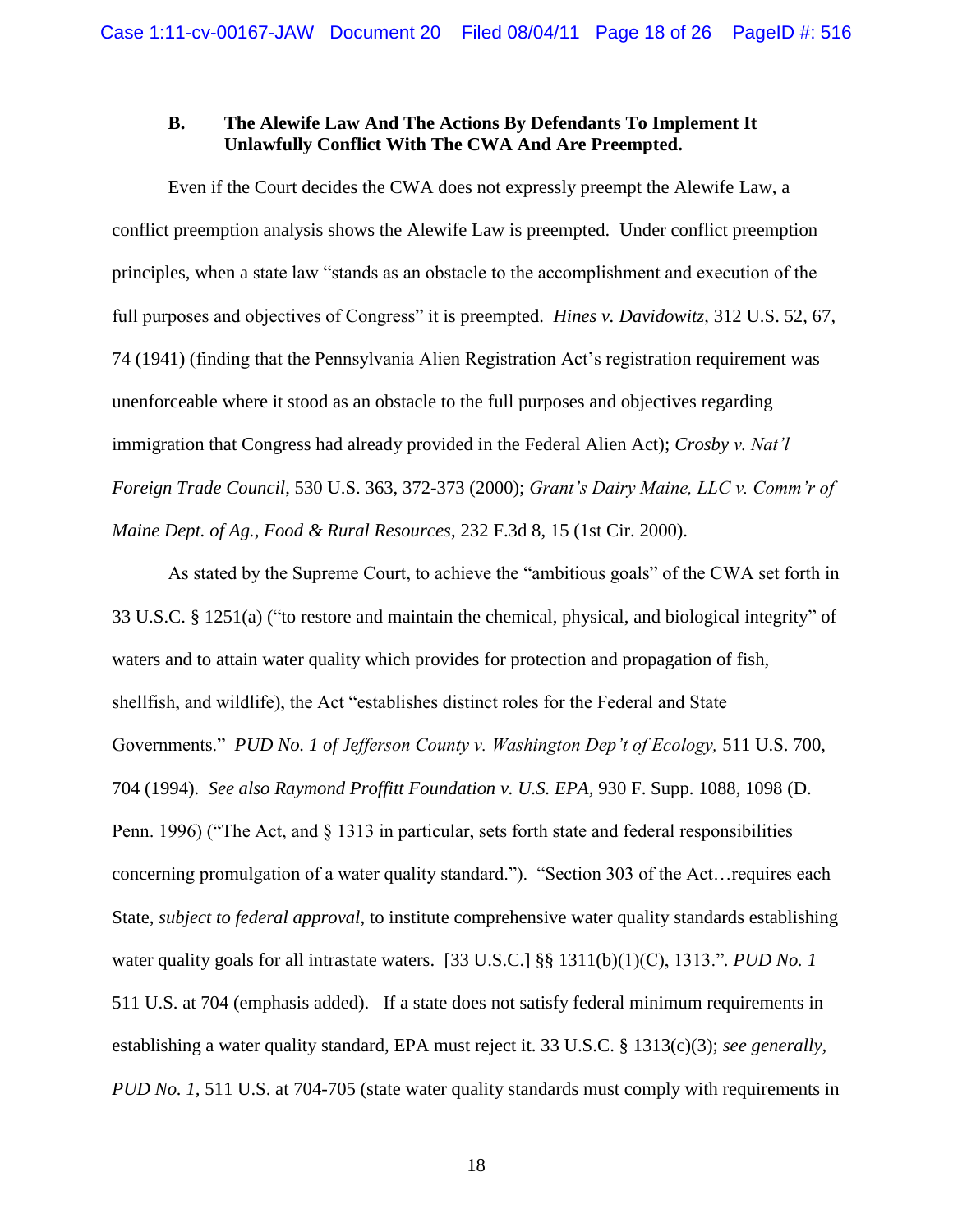### B. The Alewife Law And The Actions By Defendants To Implement It Unlawfully Conflict With The CWA And Are Preempted.

Even if the Court decides the CWA does not expressly preempt the Alewife Law, a conflict preemption analysis shows the Alewife Law is preempted. Under conflict preemption principles, when a state law "stands as an obstacle to the accomplishment and execution of the full purposes and objectives of Congress" it is preempted. *Hines v. Davidowitz*, 312 U.S. 52, 67, 74 (1941) (finding that the Pennsylvania Alien Registration Act's registration requirement was unenforceable where it stood as an obstacle to the full purposes and objectives regarding immigration that Congress had already provided in the Federal Alien Act); *Crosby v. Nat'l Foreign Trade Council*, 530 U.S. 363, 372-373 (2000); *Grant's Dairy Maine, LLC v. Comm'r of Maine Dept. of Ag., Food & Rural Resources*, 232 F.3d 8, 15 (1st Cir. 2000).

As stated by the Supreme Court, to achieve the "ambitious goals" of the CWA set forth in 33 U.S.C. § 1251(a) ("to restore and maintain the chemical, physical, and biological integrity" of waters and to attain water quality which provides for protection and propagation of fish, shellfish, and wildlife), the Act "establishes distinct roles for the Federal and State Governments." *PUD No. 1 of Jefferson County v. Washington Dep't of Ecology,* 511 U.S. 700, 704 (1994). *See also Raymond Proffitt Foundation v. U.S. EPA,* 930 F. Supp. 1088, 1098 (D. Penn. 1996) ("The Act, and § 1313 in particular, sets forth state and federal responsibilities concerning promulgation of a water quality standard."). "Section 303 of the Act…requires each State, *subject to federal approval*, to institute comprehensive water quality standards establishing water quality goals for all intrastate waters. [33 U.S.C.] §§ 1311(b)(1)(C), 1313.". *PUD No. 1* 511 U.S. at 704 (emphasis added). If a state does not satisfy federal minimum requirements in establishing a water quality standard, EPA must reject it. 33 U.S.C. § 1313(c)(3); *see generally*, *PUD No. 1,* 511 U.S. at 704-705 (state water quality standards must comply with requirements in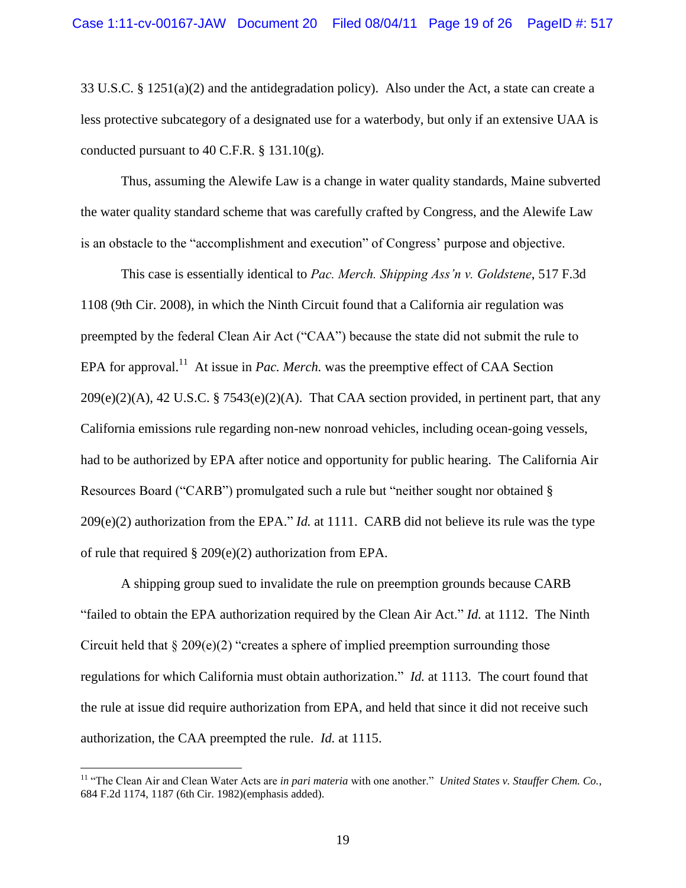33 U.S.C. § 1251(a)(2) and the antidegradation policy). Also under the Act, a state can create a less protective subcategory of a designated use for a waterbody, but only if an extensive UAA is conducted pursuant to 40 C.F.R. § 131.10(g).

Thus, assuming the Alewife Law is a change in water quality standards, Maine subverted the water quality standard scheme that was carefully crafted by Congress, and the Alewife Law is an obstacle to the "accomplishment and execution" of Congress' purpose and objective.

This case is essentially identical to *Pac. Merch. Shipping Ass'n v. Goldstene*, 517 F.3d 1108 (9th Cir. 2008), in which the Ninth Circuit found that a California air regulation was preempted by the federal Clean Air Act ("CAA") because the state did not submit the rule to EPA for approval.[11] At issue in *Pac. Merch.* was the preemptive effect of CAA Section 209(e)(2)(A), 42 U.S.C. § 7543(e)(2)(A). That CAA section provided, in pertinent part, that any California emissions rule regarding non-new nonroad vehicles, including ocean-going vessels, had to be authorized by EPA after notice and opportunity for public hearing. The California Air Resources Board ("CARB") promulgated such a rule but "neither sought nor obtained § 209(e)(2) authorization from the EPA." *Id.* at 1111. CARB did not believe its rule was the type of rule that required § 209(e)(2) authorization from EPA.

A shipping group sued to invalidate the rule on preemption grounds because CARB "failed to obtain the EPA authorization required by the Clean Air Act." *Id.* at 1112. The Ninth Circuit held that § 209(e)(2) "creates a sphere of implied preemption surrounding those regulations for which California must obtain authorization." *Id.* at 1113. The court found that the rule at issue did require authorization from EPA, and held that since it did not receive such authorization, the CAA preempted the rule. *Id.* at 1115.

---

[11] "The Clean Air and Clean Water Acts are *in pari materia* with one another." *United States v. Stauffer Chem. Co.*, 684 F.2d 1174, 1187 (6th Cir. 1982)(emphasis added).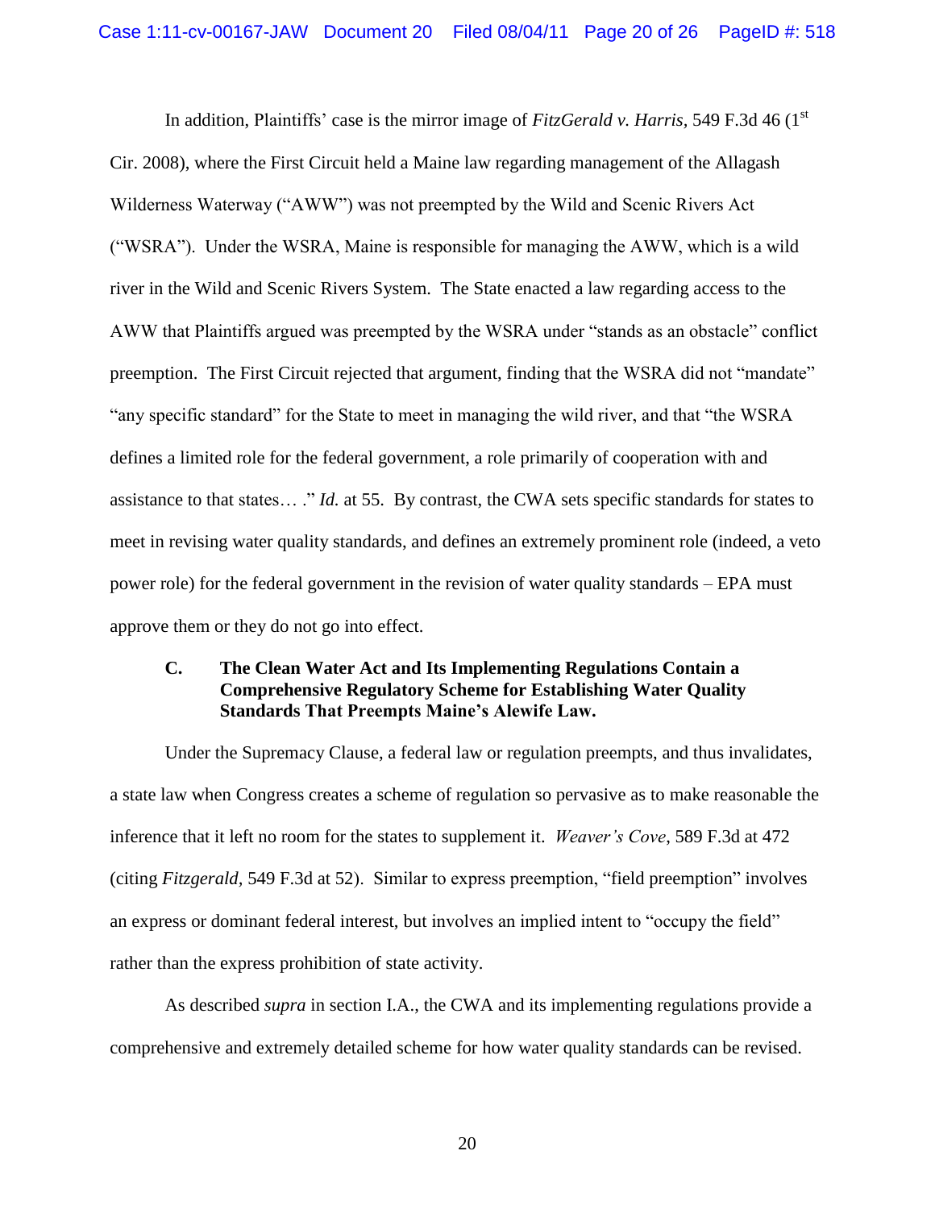In addition, Plaintiffs' case is the mirror image of *FitzGerald v. Harris*, 549 F.3d 46 (1st Cir. 2008), where the First Circuit held a Maine law regarding management of the Allagash Wilderness Waterway ("AWW") was not preempted by the Wild and Scenic Rivers Act ("WSRA"). Under the WSRA, Maine is responsible for managing the AWW, which is a wild river in the Wild and Scenic Rivers System. The State enacted a law regarding access to the AWW that Plaintiffs argued was preempted by the WSRA under "stands as an obstacle" conflict preemption. The First Circuit rejected that argument, finding that the WSRA did not "mandate" "any specific standard" for the State to meet in managing the wild river, and that "the WSRA defines a limited role for the federal government, a role primarily of cooperation with and assistance to that states… ." *Id.* at 55. By contrast, the CWA sets specific standards for states to meet in revising water quality standards, and defines an extremely prominent role (indeed, a veto power role) for the federal government in the revision of water quality standards – EPA must approve them or they do not go into effect.

**C. The Clean Water Act and Its Implementing Regulations Contain a Comprehensive Regulatory Scheme for Establishing Water Quality Standards That Preempts Maine's Alewife Law.**

Under the Supremacy Clause, a federal law or regulation preempts, and thus invalidates, a state law when Congress creates a scheme of regulation so pervasive as to make reasonable the inference that it left no room for the states to supplement it. *Weaver's Cove*, 589 F.3d at 472 (citing *Fitzgerald*, 549 F.3d at 52). Similar to express preemption, "field preemption" involves an express or dominant federal interest, but involves an implied intent to "occupy the field" rather than the express prohibition of state activity.

As described *supra* in section I.A., the CWA and its implementing regulations provide a comprehensive and extremely detailed scheme for how water quality standards can be revised.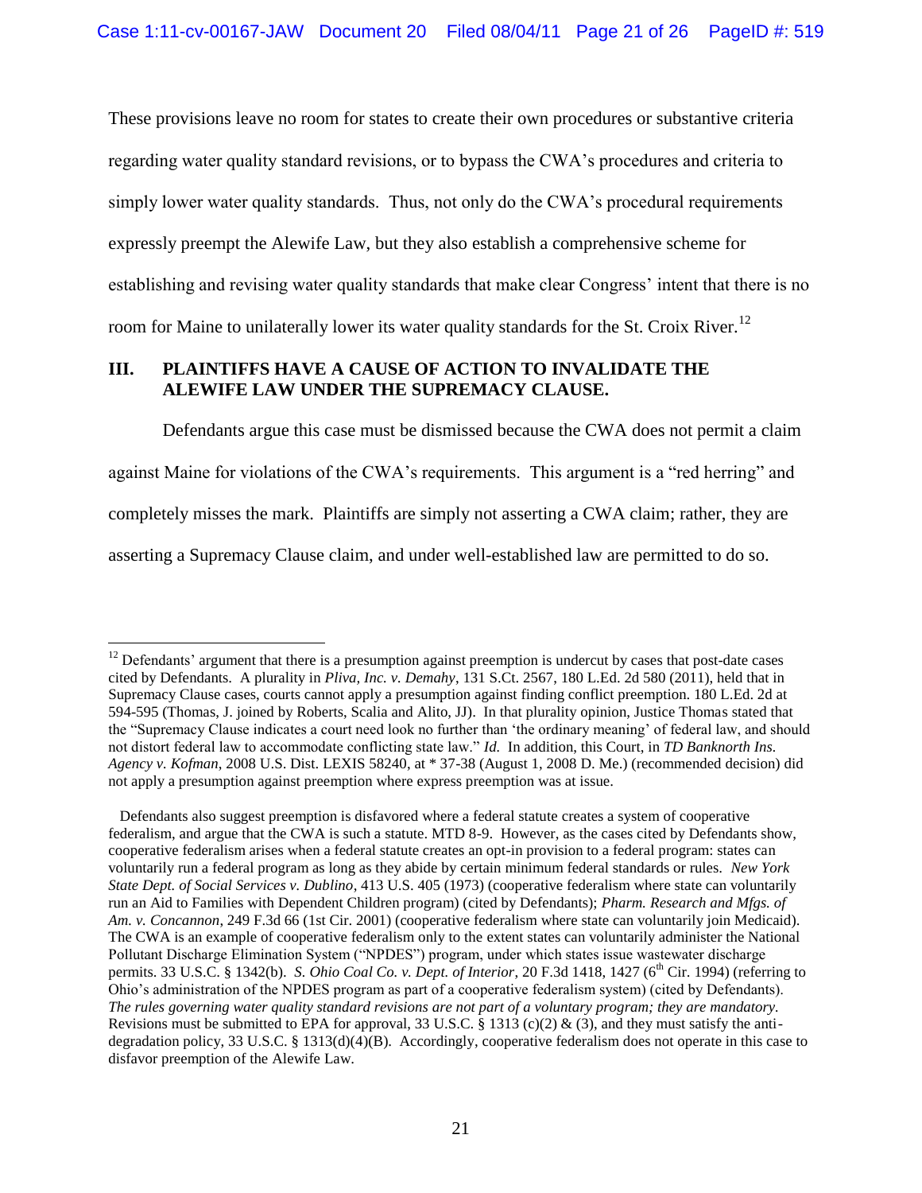These provisions leave no room for states to create their own procedures or substantive criteria regarding water quality standard revisions, or to bypass the CWA's procedures and criteria to simply lower water quality standards. Thus, not only do the CWA's procedural requirements expressly preempt the Alewife Law, but they also establish a comprehensive scheme for establishing and revising water quality standards that make clear Congress' intent that there is no room for Maine to unilaterally lower its water quality standards for the St. Croix River.[12]

## III. PLAINTIFFS HAVE A CAUSE OF ACTION TO INVALIDATE THE ALEWIFE LAW UNDER THE SUPREMACY CLAUSE.

Defendants argue this case must be dismissed because the CWA does not permit a claim against Maine for violations of the CWA's requirements. This argument is a "red herring" and completely misses the mark. Plaintiffs are simply not asserting a CWA claim; rather, they are asserting a Supremacy Clause claim, and under well-established law are permitted to do so.

---

[12] Defendants' argument that there is a presumption against preemption is undercut by cases that post-date cases cited by Defendants. A plurality in *Pliva, Inc. v. Demahy*, 131 S.Ct. 2567, 180 L.Ed. 2d 580 (2011), held that in Supremacy Clause cases, courts cannot apply a presumption against finding conflict preemption. 180 L.Ed. 2d at 594-595 (Thomas, J. joined by Roberts, Scalia and Alito, JJ). In that plurality opinion, Justice Thomas stated that the "Supremacy Clause indicates a court need look no further than 'the ordinary meaning' of federal law, and should not distort federal law to accommodate conflicting state law." *Id.* In addition, this Court, in *TD Banknorth Ins. Agency v. Kofman*, 2008 U.S. Dist. LEXIS 58240, at * 37-38 (August 1, 2008 D. Me.) (recommended decision) did not apply a presumption against preemption where express preemption was at issue.

Defendants also suggest preemption is disfavored where a federal statute creates a system of cooperative federalism, and argue that the CWA is such a statute. MTD 8-9. However, as the cases cited by Defendants show, cooperative federalism arises when a federal statute creates an opt-in provision to a federal program: states can voluntarily run a federal program as long as they abide by certain minimum federal standards or rules. *New York State Dept. of Social Services v. Dublino*, 413 U.S. 405 (1973) (cooperative federalism where state can voluntarily run an Aid to Families with Dependent Children program) (cited by Defendants); *Pharm. Research and Mfgs. of Am. v. Concannon*, 249 F.3d 66 (1st Cir. 2001) (cooperative federalism where state can voluntarily join Medicaid). The CWA is an example of cooperative federalism only to the extent states can voluntarily administer the National Pollutant Discharge Elimination System ("NPDES") program, under which states issue wastewater discharge permits. 33 U.S.C. § 1342(b). *S. Ohio Coal Co. v. Dept. of Interior*, 20 F.3d 1418, 1427 (6th Cir. 1994) (referring to Ohio's administration of the NPDES program as part of a cooperative federalism system) (cited by Defendants). *The rules governing water quality standard revisions are not part of a voluntary program; they are mandatory.* Revisions must be submitted to EPA for approval, 33 U.S.C. § 1313 (c)(2) & (3), and they must satisfy the anti-degradation policy, 33 U.S.C. § 1313(d)(4)(B). Accordingly, cooperative federalism does not operate in this case to disfavor preemption of the Alewife Law.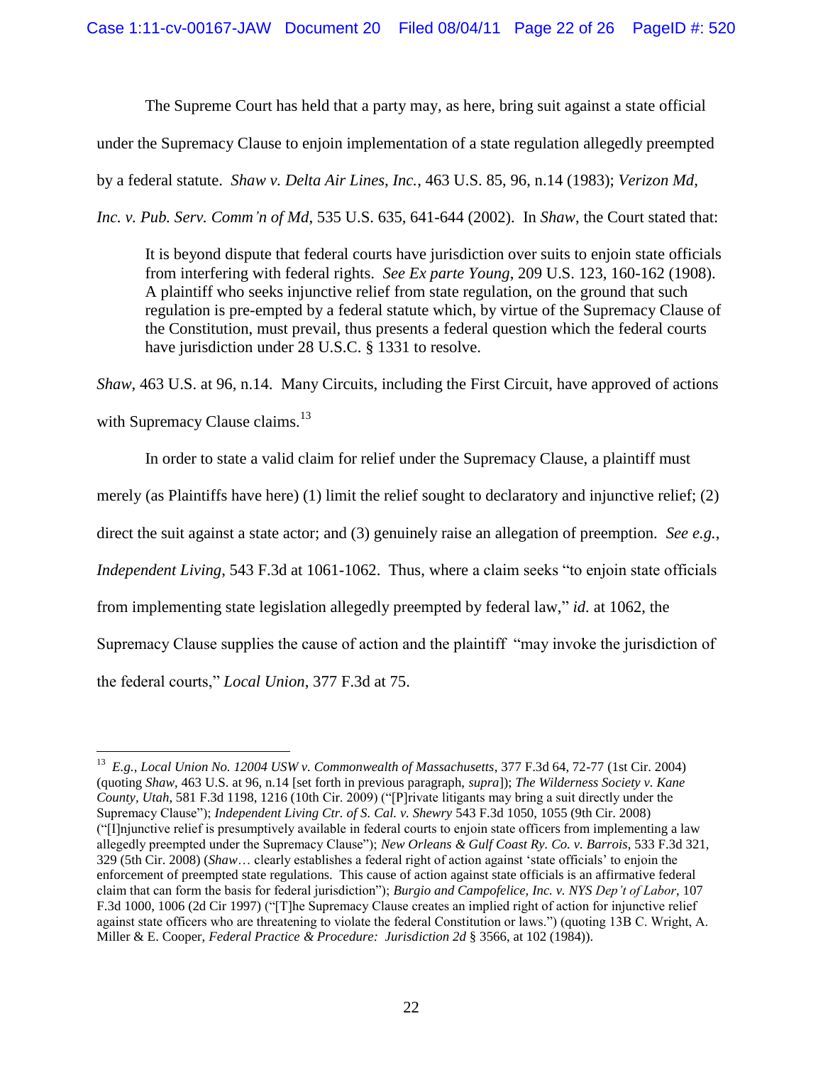The Supreme Court has held that a party may, as here, bring suit against a state official under the Supremacy Clause to enjoin implementation of a state regulation allegedly preempted by a federal statute. *Shaw v. Delta Air Lines, Inc.*, 463 U.S. 85, 96, n.14 (1983); *Verizon Md, Inc. v. Pub. Serv. Comm'n of Md*, 535 U.S. 635, 641-644 (2002). In *Shaw*, the Court stated that:

> It is beyond dispute that federal courts have jurisdiction over suits to enjoin state officials from interfering with federal rights. *See Ex parte Young*, 209 U.S. 123, 160-162 (1908). A plaintiff who seeks injunctive relief from state regulation, on the ground that such regulation is pre-empted by a federal statute which, by virtue of the Supremacy Clause of the Constitution, must prevail, thus presents a federal question which the federal courts have jurisdiction under 28 U.S.C. § 1331 to resolve.

*Shaw*, 463 U.S. at 96, n.14. Many Circuits, including the First Circuit, have approved of actions with Supremacy Clause claims.[13]

In order to state a valid claim for relief under the Supremacy Clause, a plaintiff must merely (as Plaintiffs have here) (1) limit the relief sought to declaratory and injunctive relief; (2) direct the suit against a state actor; and (3) genuinely raise an allegation of preemption. *See e.g.*, *Independent Living*, 543 F.3d at 1061-1062. Thus, where a claim seeks "to enjoin state officials from implementing state legislation allegedly preempted by federal law," *id.* at 1062, the Supremacy Clause supplies the cause of action and the plaintiff "may invoke the jurisdiction of the federal courts," *Local Union*, 377 F.3d at 75.

---

[13] *E.g.*, *Local Union No. 12004 USW v. Commonwealth of Massachusetts*, 377 F.3d 64, 72-77 (1st Cir. 2004) (quoting *Shaw*, 463 U.S. at 96, n.14 [set forth in previous paragraph, *supra*]); *The Wilderness Society v. Kane County, Utah*, 581 F.3d 1198, 1216 (10th Cir. 2009) ("[P]rivate litigants may bring a suit directly under the Supremacy Clause"); *Independent Living Ctr. of S. Cal. v. Shewry* 543 F.3d 1050, 1055 (9th Cir. 2008) ("[I]njunctive relief is presumptively available in federal courts to enjoin state officers from implementing a law allegedly preempted under the Supremacy Clause"); *New Orleans & Gulf Coast Ry. Co. v. Barrois*, 533 F.3d 321, 329 (5th Cir. 2008) (*Shaw*… clearly establishes a federal right of action against 'state officials' to enjoin the enforcement of preempted state regulations. This cause of action against state officials is an affirmative federal claim that can form the basis for federal jurisdiction"); *Burgio and Campofelice, Inc. v. NYS Dep't of Labor*, 107 F.3d 1000, 1006 (2d Cir 1997) ("[T]he Supremacy Clause creates an implied right of action for injunctive relief against state officers who are threatening to violate the federal Constitution or laws.") (quoting 13B C. Wright, A. Miller & E. Cooper, *Federal Practice & Procedure: Jurisdiction 2d* § 3566, at 102 (1984)).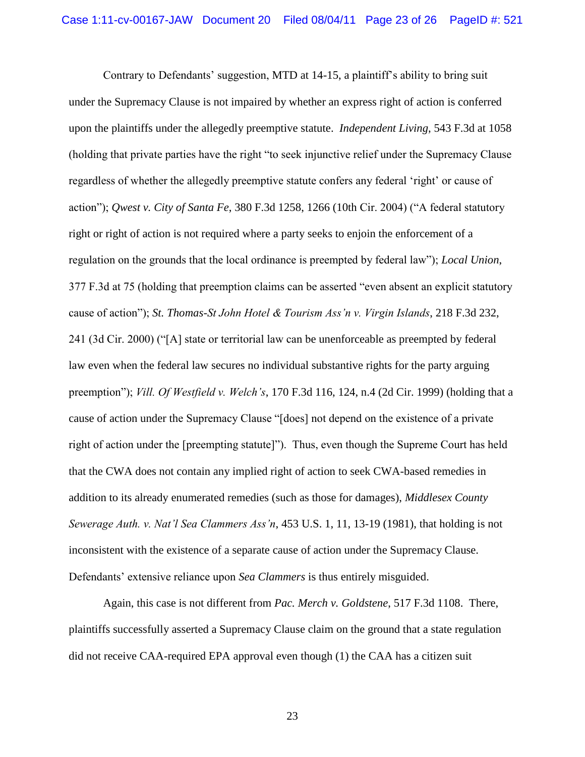Contrary to Defendants' suggestion, MTD at 14-15, a plaintiff's ability to bring suit under the Supremacy Clause is not impaired by whether an express right of action is conferred upon the plaintiffs under the allegedly preemptive statute. *Independent Living*, 543 F.3d at 1058 (holding that private parties have the right "to seek injunctive relief under the Supremacy Clause regardless of whether the allegedly preemptive statute confers any federal 'right' or cause of action"); *Qwest v. City of Santa Fe*, 380 F.3d 1258, 1266 (10th Cir. 2004) ("A federal statutory right or right of action is not required where a party seeks to enjoin the enforcement of a regulation on the grounds that the local ordinance is preempted by federal law"); *Local Union*, 377 F.3d at 75 (holding that preemption claims can be asserted "even absent an explicit statutory cause of action"); *St. Thomas-St John Hotel & Tourism Ass'n v. Virgin Islands*, 218 F.3d 232, 241 (3d Cir. 2000) ("[A] state or territorial law can be unenforceable as preempted by federal law even when the federal law secures no individual substantive rights for the party arguing preemption"); *Vill. Of Westfield v. Welch's*, 170 F.3d 116, 124, n.4 (2d Cir. 1999) (holding that a cause of action under the Supremacy Clause "[does] not depend on the existence of a private right of action under the [preempting statute]"). Thus, even though the Supreme Court has held that the CWA does not contain any implied right of action to seek CWA-based remedies in addition to its already enumerated remedies (such as those for damages), *Middlesex County Sewerage Auth. v. Nat'l Sea Clammers Ass'n*, 453 U.S. 1, 11, 13-19 (1981), that holding is not inconsistent with the existence of a separate cause of action under the Supremacy Clause. Defendants' extensive reliance upon *Sea Clammers* is thus entirely misguided.

Again, this case is not different from *Pac. Merch v. Goldstene*, 517 F.3d 1108. There, plaintiffs successfully asserted a Supremacy Clause claim on the ground that a state regulation did not receive CAA-required EPA approval even though (1) the CAA has a citizen suit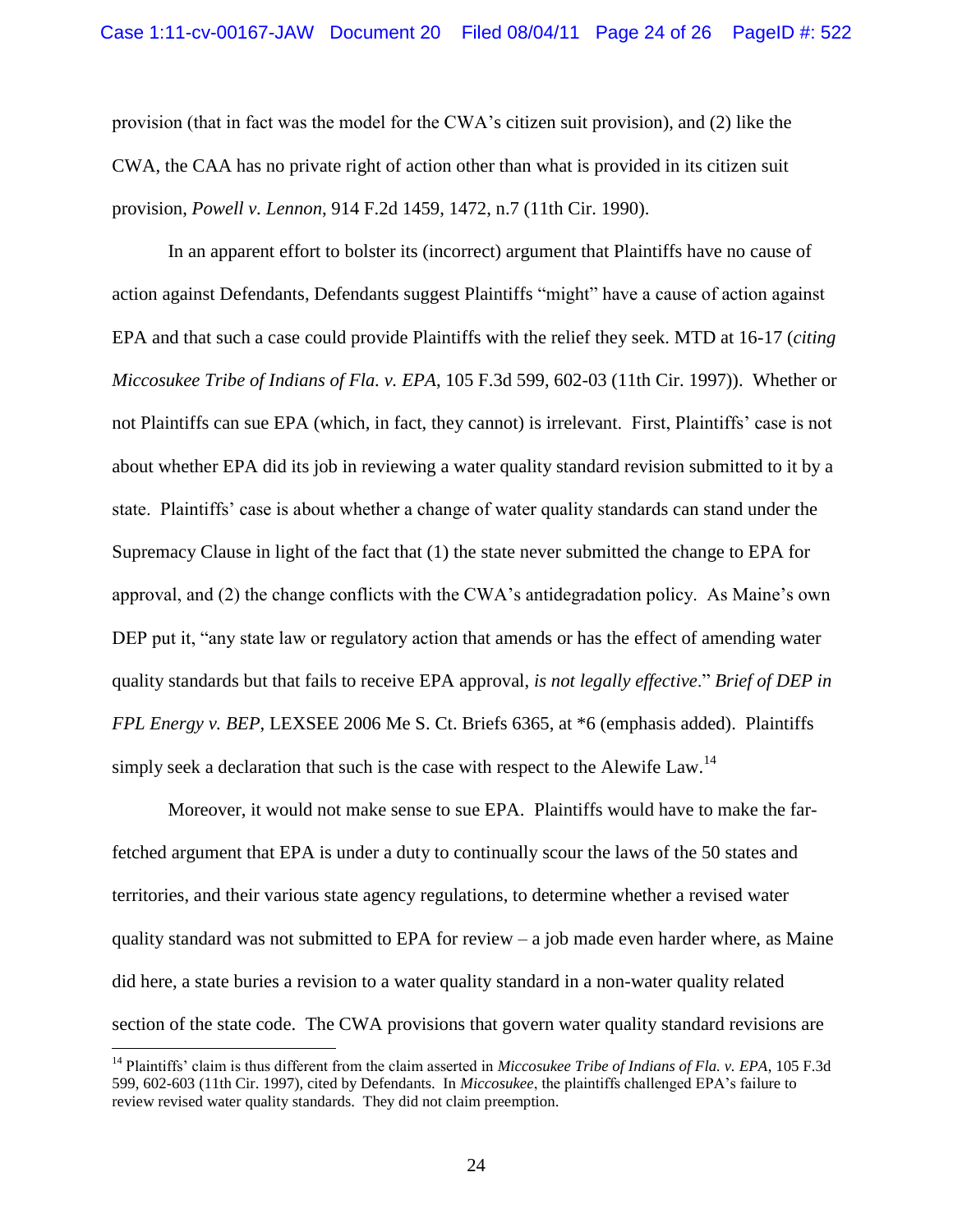provision (that in fact was the model for the CWA's citizen suit provision), and (2) like the CWA, the CAA has no private right of action other than what is provided in its citizen suit provision, *Powell v. Lennon*, 914 F.2d 1459, 1472, n.7 (11th Cir. 1990).

In an apparent effort to bolster its (incorrect) argument that Plaintiffs have no cause of action against Defendants, Defendants suggest Plaintiffs "might" have a cause of action against EPA and that such a case could provide Plaintiffs with the relief they seek. MTD at 16-17 (*citing Miccosukee Tribe of Indians of Fla. v. EPA*, 105 F.3d 599, 602-03 (11th Cir. 1997)). Whether or not Plaintiffs can sue EPA (which, in fact, they cannot) is irrelevant. First, Plaintiffs' case is not about whether EPA did its job in reviewing a water quality standard revision submitted to it by a state. Plaintiffs' case is about whether a change of water quality standards can stand under the Supremacy Clause in light of the fact that (1) the state never submitted the change to EPA for approval, and (2) the change conflicts with the CWA's antidegradation policy. As Maine's own DEP put it, "any state law or regulatory action that amends or has the effect of amending water quality standards but that fails to receive EPA approval, *is not legally effective*." *Brief of DEP in FPL Energy v. BEP*, LEXSEE 2006 Me S. Ct. Briefs 6365, at *6 (emphasis added). Plaintiffs simply seek a declaration that such is the case with respect to the Alewife Law.[14]

Moreover, it would not make sense to sue EPA. Plaintiffs would have to make the far-fetched argument that EPA is under a duty to continually scour the laws of the 50 states and territories, and their various state agency regulations, to determine whether a revised water quality standard was not submitted to EPA for review – a job made even harder where, as Maine did here, a state buries a revision to a water quality standard in a non-water quality related section of the state code. The CWA provisions that govern water quality standard revisions are

[14] Plaintiffs' claim is thus different from the claim asserted in *Miccosukee Tribe of Indians of Fla. v. EPA*, 105 F.3d 599, 602-603 (11th Cir. 1997), cited by Defendants. In *Miccosukee*, the plaintiffs challenged EPA's failure to review revised water quality standards. They did not claim preemption.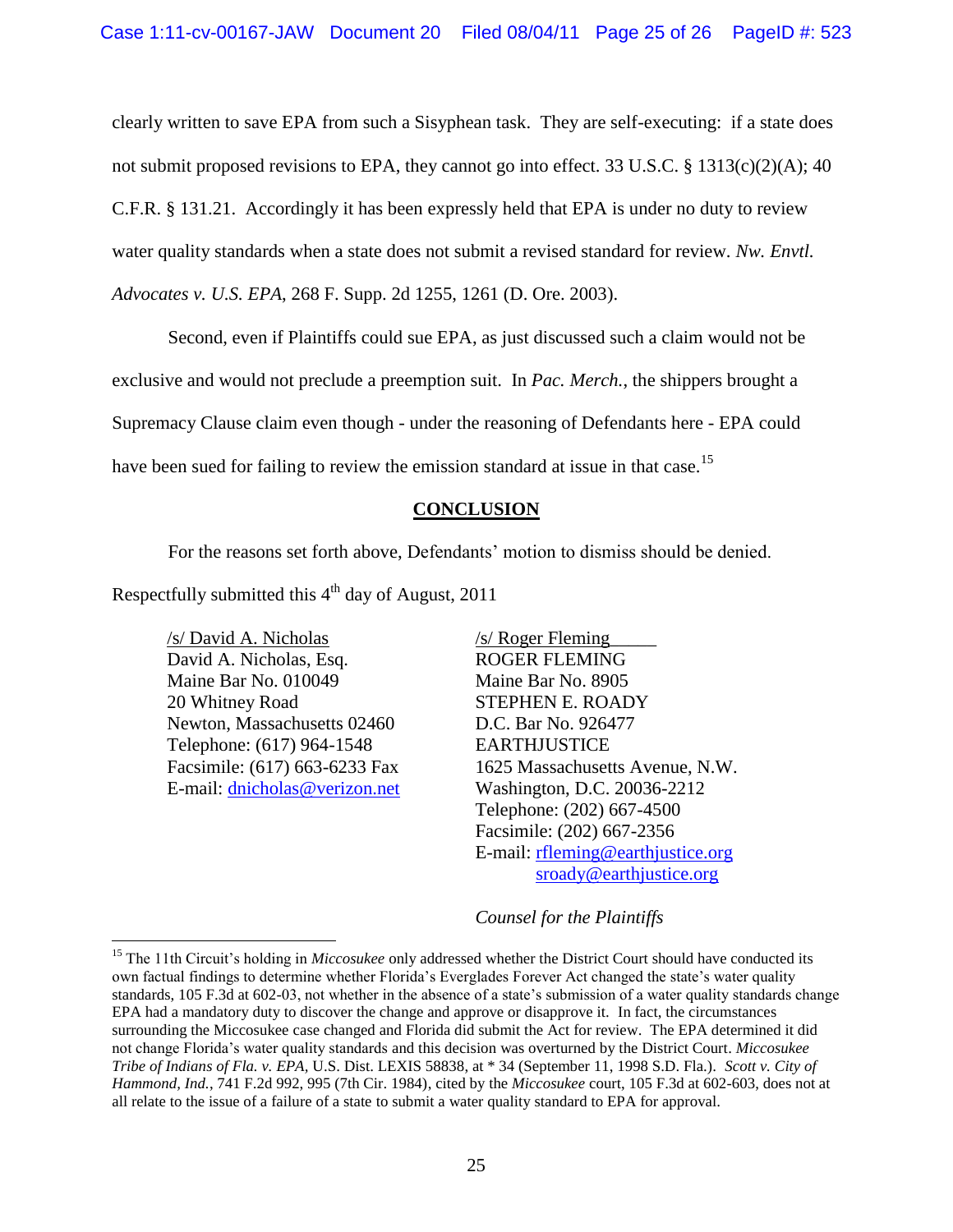clearly written to save EPA from such a Sisyphean task. They are self-executing: if a state does not submit proposed revisions to EPA, they cannot go into effect. 33 U.S.C. § 1313(c)(2)(A); 40 C.F.R. § 131.21. Accordingly it has been expressly held that EPA is under no duty to review water quality standards when a state does not submit a revised standard for review. *Nw. Envtl. Advocates v. U.S. EPA*, 268 F. Supp. 2d 1255, 1261 (D. Ore. 2003).

Second, even if Plaintiffs could sue EPA, as just discussed such a claim would not be exclusive and would not preclude a preemption suit. In *Pac. Merch.*, the shippers brought a Supremacy Clause claim even though - under the reasoning of Defendants here - EPA could have been sued for failing to review the emission standard at issue in that case.[15]

## CONCLUSION

For the reasons set forth above, Defendants' motion to dismiss should be denied.

Respectfully submitted this 4th day of August, 2011

/s/ David A. Nicholas
David A. Nicholas, Esq.
Maine Bar No. 010049
20 Whitney Road
Newton, Massachusetts 02460
Telephone: (617) 964-1548
Facsimile: (617) 663-6233 Fax
E-mail: dnicholas@verizon.net

/s/ Roger Fleming
ROGER FLEMING
Maine Bar No. 8905
STEPHEN E. ROADY
D.C. Bar No. 926477
EARTHJUSTICE
1625 Massachusetts Avenue, N.W.
Washington, D.C. 20036-2212
Telephone: (202) 667-4500
Facsimile: (202) 667-2356
E-mail: rfleming@earthjustice.org
sroady@earthjustice.org

*Counsel for the Plaintiffs*

---

[15] The 11th Circuit's holding in *Miccosukee* only addressed whether the District Court should have conducted its own factual findings to determine whether Florida's Everglades Forever Act changed the state's water quality standards, 105 F.3d at 602-03, not whether in the absence of a state's submission of a water quality standards change EPA had a mandatory duty to discover the change and approve or disapprove it. In fact, the circumstances surrounding the Miccosukee case changed and Florida did submit the Act for review. The EPA determined it did not change Florida's water quality standards and this decision was overturned by the District Court. *Miccosukee Tribe of Indians of Fla. v. EPA*, U.S. Dist. LEXIS 58838, at * 34 (September 11, 1998 S.D. Fla.). *Scott v. City of Hammond, Ind.*, 741 F.2d 992, 995 (7th Cir. 1984), cited by the *Miccosukee* court, 105 F.3d at 602-603, does not at all relate to the issue of a failure of a state to submit a water quality standard to EPA for approval.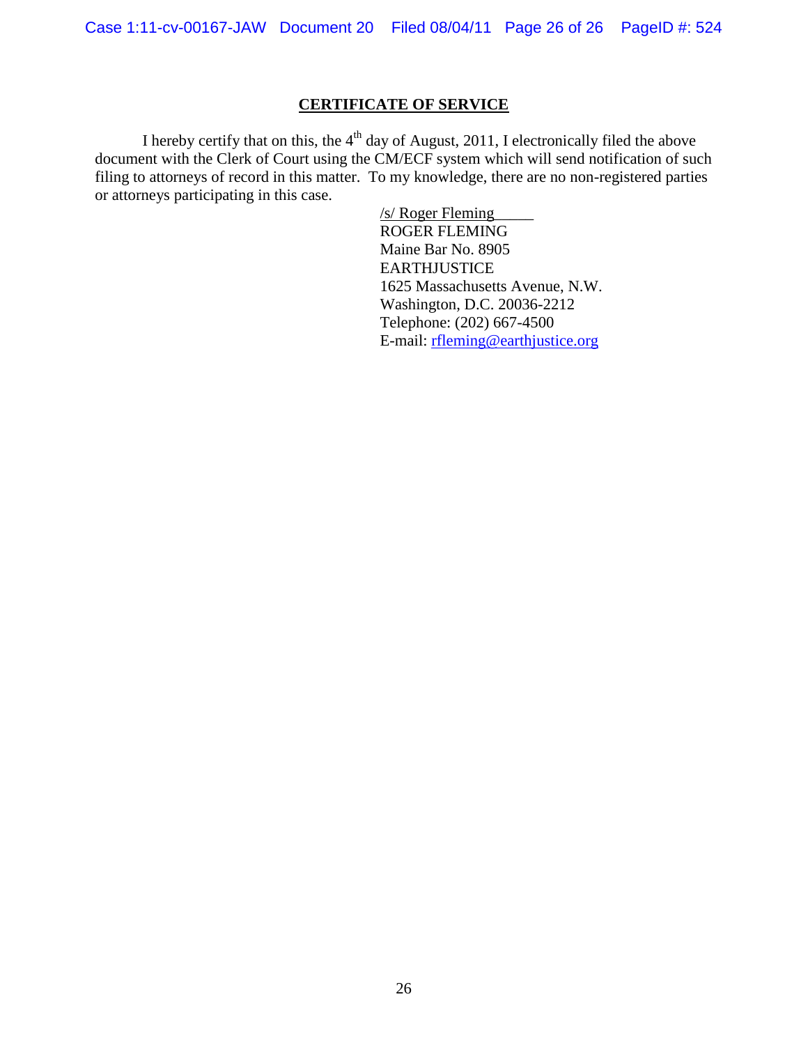## CERTIFICATE OF SERVICE

I hereby certify that on this, the 4th day of August, 2011, I electronically filed the above document with the Clerk of Court using the CM/ECF system which will send notification of such filing to attorneys of record in this matter. To my knowledge, there are no non-registered parties or attorneys participating in this case.

/s/ Roger Fleming_____
ROGER FLEMING
Maine Bar No. 8905
EARTHJUSTICE
1625 Massachusetts Avenue, N.W.
Washington, D.C. 20036-2212
Telephone: (202) 667-4500
E-mail: rfleming@earthjustice.org